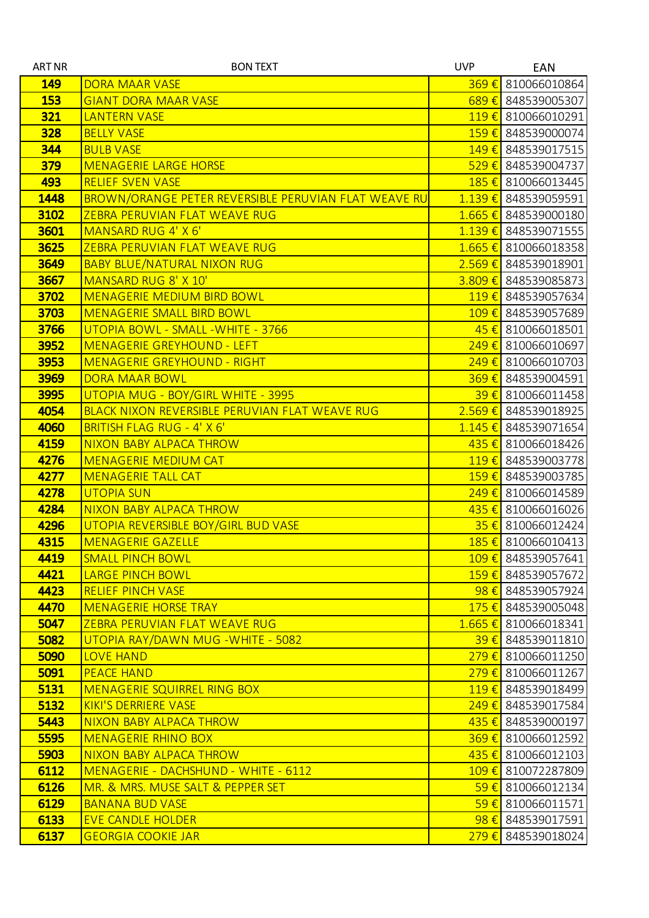| ART NR | BON TEXT | UVP | EAN |
| --- | --- | --- | --- |
| **149** | DORA MAAR VASE | 369 € | 810066010864 |
| **153** | GIANT DORA MAAR VASE | 689 € | 848539005307 |
| **321** | LANTERN VASE | 119 € | 810066010291 |
| **328** | BELLY VASE | 159 € | 848539000074 |
| **344** | BULB VASE | 149 € | 848539017515 |
| **379** | MENAGERIE LARGE HORSE | 529 € | 848539004737 |
| **493** | RELIEF SVEN VASE | 185 € | 810066013445 |
| **1448** | BROWN/ORANGE PETER REVERSIBLE PERUVIAN FLAT WEAVE RU | 1.139 € | 848539059591 |
| **3102** | ZEBRA PERUVIAN FLAT WEAVE RUG | 1.665 € | 848539000180 |
| **3601** | MANSARD RUG 4' X 6' | 1.139 € | 848539071555 |
| **3625** | ZEBRA PERUVIAN FLAT WEAVE RUG | 1.665 € | 810066018358 |
| **3649** | BABY BLUE/NATURAL NIXON RUG | 2.569 € | 848539018901 |
| **3667** | MANSARD RUG 8' X 10' | 3.809 € | 848539085873 |
| **3702** | MENAGERIE MEDIUM BIRD BOWL | 119 € | 848539057634 |
| **3703** | MENAGERIE SMALL BIRD BOWL | 109 € | 848539057689 |
| **3766** | UTOPIA BOWL - SMALL -WHITE - 3766 | 45 € | 810066018501 |
| **3952** | MENAGERIE GREYHOUND - LEFT | 249 € | 810066010697 |
| **3953** | MENAGERIE GREYHOUND - RIGHT | 249 € | 810066010703 |
| **3969** | DORA MAAR BOWL | 369 € | 848539004591 |
| **3995** | UTOPIA MUG - BOY/GIRL WHITE - 3995 | 39 € | 810066011458 |
| **4054** | BLACK NIXON REVERSIBLE PERUVIAN FLAT WEAVE RUG | 2.569 € | 848539018925 |
| **4060** | BRITISH FLAG RUG - 4' X 6' | 1.145 € | 848539071654 |
| **4159** | NIXON BABY ALPACA THROW | 435 € | 810066018426 |
| **4276** | MENAGERIE MEDIUM CAT | 119 € | 848539003778 |
| **4277** | MENAGERIE TALL CAT | 159 € | 848539003785 |
| **4278** | UTOPIA SUN | 249 € | 810066014589 |
| **4284** | NIXON BABY ALPACA THROW | 435 € | 810066016026 |
| **4296** | UTOPIA REVERSIBLE BOY/GIRL BUD VASE | 35 € | 810066012424 |
| **4315** | MENAGERIE GAZELLE | 185 € | 810066010413 |
| **4419** | SMALL PINCH BOWL | 109 € | 848539057641 |
| **4421** | LARGE PINCH BOWL | 159 € | 848539057672 |
| **4423** | RELIEF PINCH VASE | 98 € | 848539057924 |
| **4470** | MENAGERIE HORSE TRAY | 175 € | 848539005048 |
| **5047** | ZEBRA PERUVIAN FLAT WEAVE RUG | 1.665 € | 810066018341 |
| **5082** | UTOPIA RAY/DAWN MUG -WHITE - 5082 | 39 € | 848539011810 |
| **5090** | LOVE HAND | 279 € | 810066011250 |
| **5091** | PEACE HAND | 279 € | 810066011267 |
| **5131** | MENAGERIE SQUIRREL RING BOX | 119 € | 848539018499 |
| **5132** | KIKI'S DERRIERE VASE | 249 € | 848539017584 |
| **5443** | NIXON BABY ALPACA THROW | 435 € | 848539000197 |
| **5595** | MENAGERIE RHINO BOX | 369 € | 810066012592 |
| **5903** | NIXON BABY ALPACA THROW | 435 € | 810066012103 |
| **6112** | MENAGERIE - DACHSHUND - WHITE - 6112 | 109 € | 810072287809 |
| **6126** | MR. & MRS. MUSE SALT & PEPPER SET | 59 € | 810066012134 |
| **6129** | BANANA BUD VASE | 59 € | 810066011571 |
| **6133** | EVE CANDLE HOLDER | 98 € | 848539017591 |
| **6137** | GEORGIA COOKIE JAR | 279 € | 848539018024 |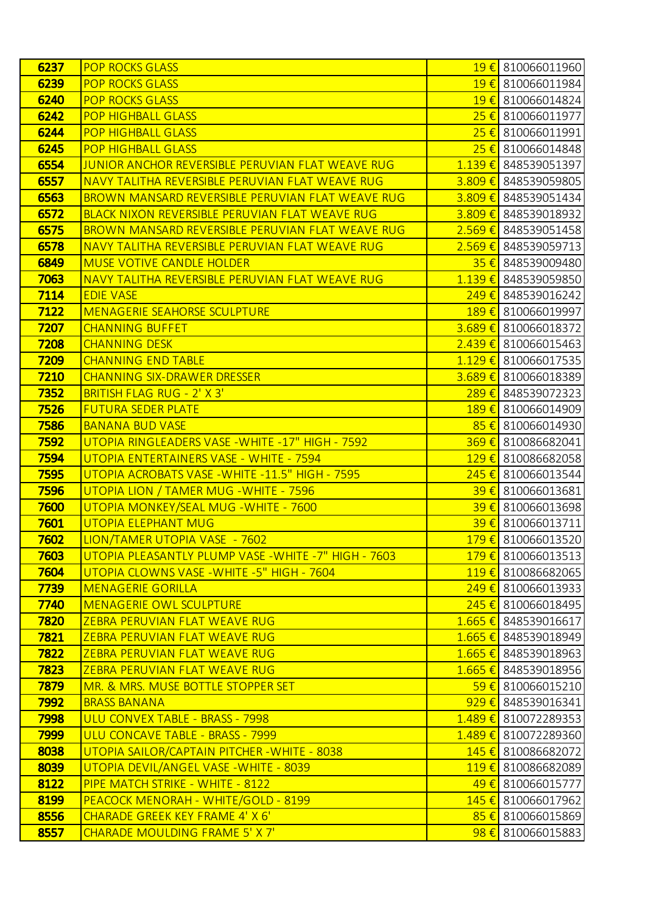| 6237 | POP ROCKS GLASS | 19 € | 810066011960 |
|---|---|---|---|
| 6239 | POP ROCKS GLASS | 19 € | 810066011984 |
| 6240 | POP ROCKS GLASS | 19 € | 810066014824 |
| 6242 | POP HIGHBALL GLASS | 25 € | 810066011977 |
| 6244 | POP HIGHBALL GLASS | 25 € | 810066011991 |
| 6245 | POP HIGHBALL GLASS | 25 € | 810066014848 |
| 6554 | JUNIOR ANCHOR REVERSIBLE PERUVIAN FLAT WEAVE RUG | 1.139 € | 848539051397 |
| 6557 | NAVY TALITHA REVERSIBLE PERUVIAN FLAT WEAVE RUG | 3.809 € | 848539059805 |
| 6563 | BROWN MANSARD REVERSIBLE PERUVIAN FLAT WEAVE RUG | 3.809 € | 848539051434 |
| 6572 | BLACK NIXON REVERSIBLE PERUVIAN FLAT WEAVE RUG | 3.809 € | 848539018932 |
| 6575 | BROWN MANSARD REVERSIBLE PERUVIAN FLAT WEAVE RUG | 2.569 € | 848539051458 |
| 6578 | NAVY TALITHA REVERSIBLE PERUVIAN FLAT WEAVE RUG | 2.569 € | 848539059713 |
| 6849 | MUSE VOTIVE CANDLE HOLDER | 35 € | 848539009480 |
| 7063 | NAVY TALITHA REVERSIBLE PERUVIAN FLAT WEAVE RUG | 1.139 € | 848539059850 |
| 7114 | EDIE VASE | 249 € | 848539016242 |
| 7122 | MENAGERIE SEAHORSE SCULPTURE | 189 € | 810066019997 |
| 7207 | CHANNING BUFFET | 3.689 € | 810066018372 |
| 7208 | CHANNING DESK | 2.439 € | 810066015463 |
| 7209 | CHANNING END TABLE | 1.129 € | 810066017535 |
| 7210 | CHANNING SIX-DRAWER DRESSER | 3.689 € | 810066018389 |
| 7352 | BRITISH FLAG RUG - 2' X 3' | 289 € | 848539072323 |
| 7526 | FUTURA SEDER PLATE | 189 € | 810066014909 |
| 7586 | BANANA BUD VASE | 85 € | 810066014930 |
| 7592 | UTOPIA RINGLEADERS VASE -WHITE -17" HIGH - 7592 | 369 € | 810086682041 |
| 7594 | UTOPIA ENTERTAINERS VASE - WHITE - 7594 | 129 € | 810086682058 |
| 7595 | UTOPIA ACROBATS VASE -WHITE -11.5" HIGH - 7595 | 245 € | 810066013544 |
| 7596 | UTOPIA LION / TAMER MUG -WHITE - 7596 | 39 € | 810066013681 |
| 7600 | UTOPIA MONKEY/SEAL MUG -WHITE - 7600 | 39 € | 810066013698 |
| 7601 | UTOPIA ELEPHANT MUG | 39 € | 810066013711 |
| 7602 | LION/TAMER UTOPIA VASE - 7602 | 179 € | 810066013520 |
| 7603 | UTOPIA PLEASANTLY PLUMP VASE -WHITE -7" HIGH - 7603 | 179 € | 810066013513 |
| 7604 | UTOPIA CLOWNS VASE -WHITE -5" HIGH - 7604 | 119 € | 810086682065 |
| 7739 | MENAGERIE GORILLA | 249 € | 810066013933 |
| 7740 | MENAGERIE OWL SCULPTURE | 245 € | 810066018495 |
| 7820 | ZEBRA PERUVIAN FLAT WEAVE RUG | 1.665 € | 848539016617 |
| 7821 | ZEBRA PERUVIAN FLAT WEAVE RUG | 1.665 € | 848539018949 |
| 7822 | ZEBRA PERUVIAN FLAT WEAVE RUG | 1.665 € | 848539018963 |
| 7823 | ZEBRA PERUVIAN FLAT WEAVE RUG | 1.665 € | 848539018956 |
| 7879 | MR. & MRS. MUSE BOTTLE STOPPER SET | 59 € | 810066015210 |
| 7992 | BRASS BANANA | 929 € | 848539016341 |
| 7998 | ULU CONVEX TABLE - BRASS - 7998 | 1.489 € | 810072289353 |
| 7999 | ULU CONCAVE TABLE - BRASS - 7999 | 1.489 € | 810072289360 |
| 8038 | UTOPIA SAILOR/CAPTAIN PITCHER -WHITE - 8038 | 145 € | 810086682072 |
| 8039 | UTOPIA DEVIL/ANGEL VASE -WHITE - 8039 | 119 € | 810086682089 |
| 8122 | PIPE MATCH STRIKE - WHITE - 8122 | 49 € | 810066015777 |
| 8199 | PEACOCK MENORAH - WHITE/GOLD - 8199 | 145 € | 810066017962 |
| 8556 | CHARADE GREEK KEY FRAME 4' X 6' | 85 € | 810066015869 |
| 8557 | CHARADE MOULDING FRAME 5' X 7' | 98 € | 810066015883 |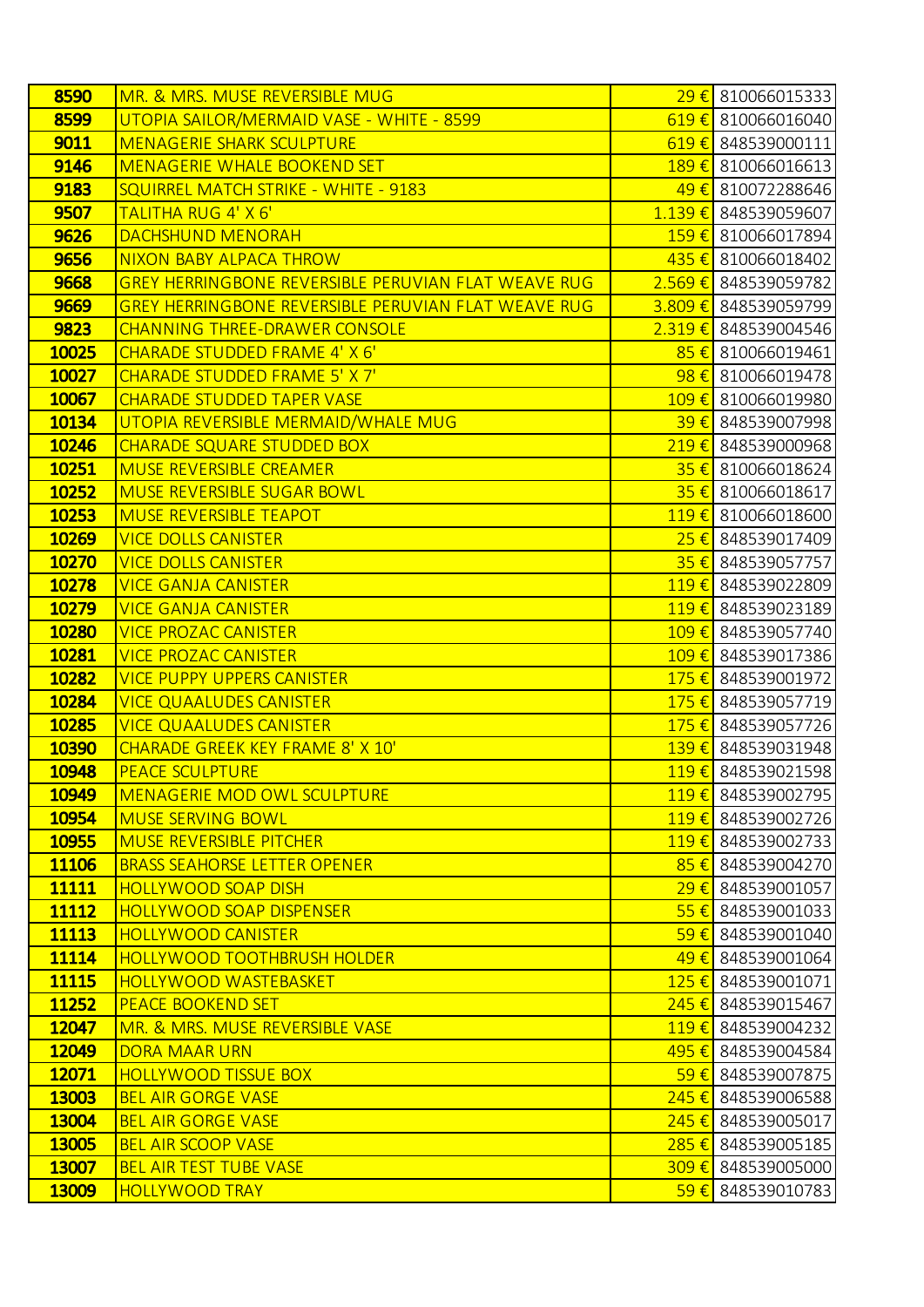| 8590 | MR. & MRS. MUSE REVERSIBLE MUG | 29 € | 810066015333 |
|---|---|---|---|
| 8599 | UTOPIA SAILOR/MERMAID VASE - WHITE - 8599 | 619 € | 810066016040 |
| 9011 | MENAGERIE SHARK SCULPTURE | 619 € | 848539000111 |
| 9146 | MENAGERIE WHALE BOOKEND SET | 189 € | 810066016613 |
| 9183 | SQUIRREL MATCH STRIKE - WHITE - 9183 | 49 € | 810072288646 |
| 9507 | TALITHA RUG 4' X 6' | 1.139 € | 848539059607 |
| 9626 | DACHSHUND MENORAH | 159 € | 810066017894 |
| 9656 | NIXON BABY ALPACA THROW | 435 € | 810066018402 |
| 9668 | GREY HERRINGBONE REVERSIBLE PERUVIAN FLAT WEAVE RUG | 2.569 € | 848539059782 |
| 9669 | GREY HERRINGBONE REVERSIBLE PERUVIAN FLAT WEAVE RUG | 3.809 € | 848539059799 |
| 9823 | CHANNING THREE-DRAWER CONSOLE | 2.319 € | 848539004546 |
| 10025 | CHARADE STUDDED FRAME 4' X 6' | 85 € | 810066019461 |
| 10027 | CHARADE STUDDED FRAME 5' X 7' | 98 € | 810066019478 |
| 10067 | CHARADE STUDDED TAPER VASE | 109 € | 810066019980 |
| 10134 | UTOPIA REVERSIBLE MERMAID/WHALE MUG | 39 € | 848539007998 |
| 10246 | CHARADE SQUARE STUDDED BOX | 219 € | 848539000968 |
| 10251 | MUSE REVERSIBLE CREAMER | 35 € | 810066018624 |
| 10252 | MUSE REVERSIBLE SUGAR BOWL | 35 € | 810066018617 |
| 10253 | MUSE REVERSIBLE TEAPOT | 119 € | 810066018600 |
| 10269 | VICE DOLLS CANISTER | 25 € | 848539017409 |
| 10270 | VICE DOLLS CANISTER | 35 € | 848539057757 |
| 10278 | VICE GANJA CANISTER | 119 € | 848539022809 |
| 10279 | VICE GANJA CANISTER | 119 € | 848539023189 |
| 10280 | VICE PROZAC CANISTER | 109 € | 848539057740 |
| 10281 | VICE PROZAC CANISTER | 109 € | 848539017386 |
| 10282 | VICE PUPPY UPPERS CANISTER | 175 € | 848539001972 |
| 10284 | VICE QUAALUDES CANISTER | 175 € | 848539057719 |
| 10285 | VICE QUAALUDES CANISTER | 175 € | 848539057726 |
| 10390 | CHARADE GREEK KEY FRAME 8' X 10' | 139 € | 848539031948 |
| 10948 | PEACE SCULPTURE | 119 € | 848539021598 |
| 10949 | MENAGERIE MOD OWL SCULPTURE | 119 € | 848539002795 |
| 10954 | MUSE SERVING BOWL | 119 € | 848539002726 |
| 10955 | MUSE REVERSIBLE PITCHER | 119 € | 848539002733 |
| 11106 | BRASS SEAHORSE LETTER OPENER | 85 € | 848539004270 |
| 11111 | HOLLYWOOD SOAP DISH | 29 € | 848539001057 |
| 11112 | HOLLYWOOD SOAP DISPENSER | 55 € | 848539001033 |
| 11113 | HOLLYWOOD CANISTER | 59 € | 848539001040 |
| 11114 | HOLLYWOOD TOOTHBRUSH HOLDER | 49 € | 848539001064 |
| 11115 | HOLLYWOOD WASTEBASKET | 125 € | 848539001071 |
| 11252 | PEACE BOOKEND SET | 245 € | 848539015467 |
| 12047 | MR. & MRS. MUSE REVERSIBLE VASE | 119 € | 848539004232 |
| 12049 | DORA MAAR URN | 495 € | 848539004584 |
| 12071 | HOLLYWOOD TISSUE BOX | 59 € | 848539007875 |
| 13003 | BEL AIR GORGE VASE | 245 € | 848539006588 |
| 13004 | BEL AIR GORGE VASE | 245 € | 848539005017 |
| 13005 | BEL AIR SCOOP VASE | 285 € | 848539005185 |
| 13007 | BEL AIR TEST TUBE VASE | 309 € | 848539005000 |
| 13009 | HOLLYWOOD TRAY | 59 € | 848539010783 |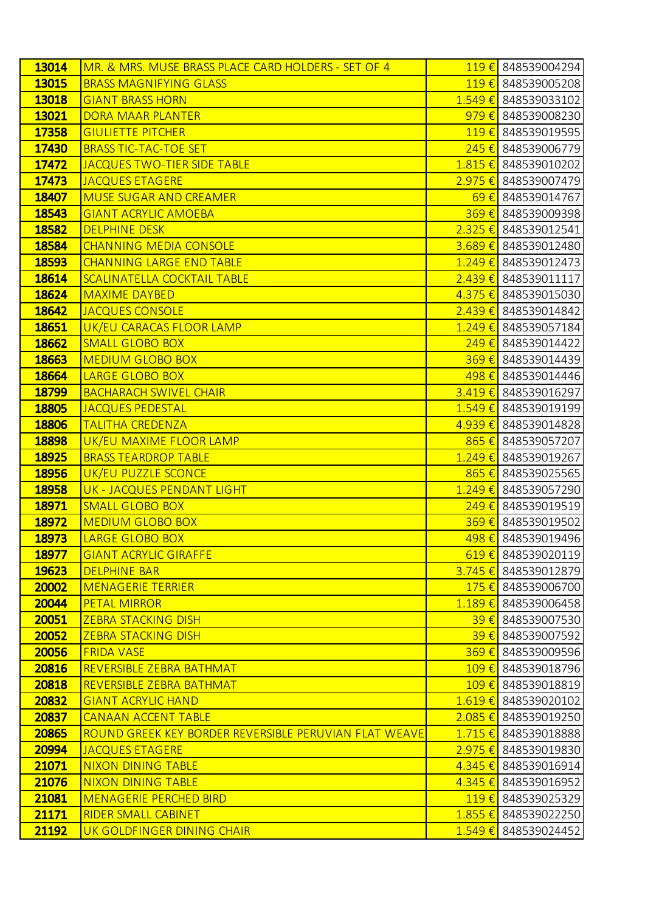| | | | |
|---|---|---|---|
| **13014** | MR. & MRS. MUSE BRASS PLACE CARD HOLDERS - SET OF 4 | 119 € | 848539004294 |
| **13015** | BRASS MAGNIFYING GLASS | 119 € | 848539005208 |
| **13018** | GIANT BRASS HORN | 1.549 € | 848539033102 |
| **13021** | DORA MAAR PLANTER | 979 € | 848539008230 |
| **17358** | GIULIETTE PITCHER | 119 € | 848539019595 |
| **17430** | BRASS TIC-TAC-TOE SET | 245 € | 848539006779 |
| **17472** | JACQUES TWO-TIER SIDE TABLE | 1.815 € | 848539010202 |
| **17473** | JACQUES ETAGERE | 2.975 € | 848539007479 |
| **18407** | MUSE SUGAR AND CREAMER | 69 € | 848539014767 |
| **18543** | GIANT ACRYLIC AMOEBA | 369 € | 848539009398 |
| **18582** | DELPHINE DESK | 2.325 € | 848539012541 |
| **18584** | CHANNING MEDIA CONSOLE | 3.689 € | 848539012480 |
| **18593** | CHANNING LARGE END TABLE | 1.249 € | 848539012473 |
| **18614** | SCALINATELLA COCKTAIL TABLE | 2.439 € | 848539011117 |
| **18624** | MAXIME DAYBED | 4.375 € | 848539015030 |
| **18642** | JACQUES CONSOLE | 2.439 € | 848539014842 |
| **18651** | UK/EU CARACAS FLOOR LAMP | 1.249 € | 848539057184 |
| **18662** | SMALL GLOBO BOX | 249 € | 848539014422 |
| **18663** | MEDIUM GLOBO BOX | 369 € | 848539014439 |
| **18664** | LARGE GLOBO BOX | 498 € | 848539014446 |
| **18799** | BACHARACH SWIVEL CHAIR | 3.419 € | 848539016297 |
| **18805** | JACQUES PEDESTAL | 1.549 € | 848539019199 |
| **18806** | TALITHA CREDENZA | 4.939 € | 848539014828 |
| **18898** | UK/EU MAXIME FLOOR LAMP | 865 € | 848539057207 |
| **18925** | BRASS TEARDROP TABLE | 1.249 € | 848539019267 |
| **18956** | UK/EU PUZZLE SCONCE | 865 € | 848539025565 |
| **18958** | UK - JACQUES PENDANT LIGHT | 1.249 € | 848539057290 |
| **18971** | SMALL GLOBO BOX | 249 € | 848539019519 |
| **18972** | MEDIUM GLOBO BOX | 369 € | 848539019502 |
| **18973** | LARGE GLOBO BOX | 498 € | 848539019496 |
| **18977** | GIANT ACRYLIC GIRAFFE | 619 € | 848539020119 |
| **19623** | DELPHINE BAR | 3.745 € | 848539012879 |
| **20002** | MENAGERIE TERRIER | 175 € | 848539006700 |
| **20044** | PETAL MIRROR | 1.189 € | 848539006458 |
| **20051** | ZEBRA STACKING DISH | 39 € | 848539007530 |
| **20052** | ZEBRA STACKING DISH | 39 € | 848539007592 |
| **20056** | FRIDA VASE | 369 € | 848539009596 |
| **20816** | REVERSIBLE ZEBRA BATHMAT | 109 € | 848539018796 |
| **20818** | REVERSIBLE ZEBRA BATHMAT | 109 € | 848539018819 |
| **20832** | GIANT ACRYLIC HAND | 1.619 € | 848539020102 |
| **20837** | CANAAN ACCENT TABLE | 2.085 € | 848539019250 |
| **20865** | ROUND GREEK KEY BORDER REVERSIBLE PERUVIAN FLAT WEAVE | 1.715 € | 848539018888 |
| **20994** | JACQUES ETAGERE | 2.975 € | 848539019830 |
| **21071** | NIXON DINING TABLE | 4.345 € | 848539016914 |
| **21076** | NIXON DINING TABLE | 4.345 € | 848539016952 |
| **21081** | MENAGERIE PERCHED BIRD | 119 € | 848539025329 |
| **21171** | RIDER SMALL CABINET | 1.855 € | 848539022250 |
| **21192** | UK GOLDFINGER DINING CHAIR | 1.549 € | 848539024452 |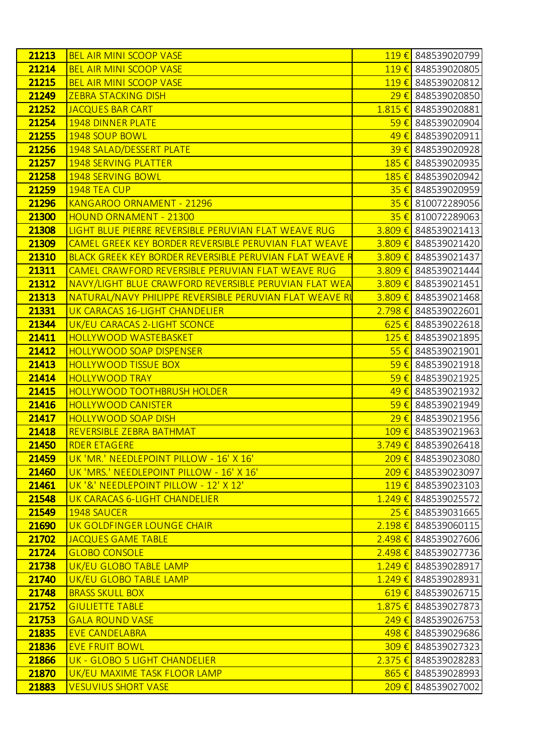| 21213 | BEL AIR MINI SCOOP VASE | 119 € | 848539020799 |
|---|---|---|---|
| 21214 | BEL AIR MINI SCOOP VASE | 119 € | 848539020805 |
| 21215 | BEL AIR MINI SCOOP VASE | 119 € | 848539020812 |
| 21249 | ZEBRA STACKING DISH | 29 € | 848539020850 |
| 21252 | JACQUES BAR CART | 1.815 € | 848539020881 |
| 21254 | 1948 DINNER PLATE | 59 € | 848539020904 |
| 21255 | 1948 SOUP BOWL | 49 € | 848539020911 |
| 21256 | 1948 SALAD/DESSERT PLATE | 39 € | 848539020928 |
| 21257 | 1948 SERVING PLATTER | 185 € | 848539020935 |
| 21258 | 1948 SERVING BOWL | 185 € | 848539020942 |
| 21259 | 1948 TEA CUP | 35 € | 848539020959 |
| 21296 | KANGAROO ORNAMENT - 21296 | 35 € | 810072289056 |
| 21300 | HOUND ORNAMENT - 21300 | 35 € | 810072289063 |
| 21308 | LIGHT BLUE PIERRE REVERSIBLE PERUVIAN FLAT WEAVE RUG | 3.809 € | 848539021413 |
| 21309 | CAMEL GREEK KEY BORDER REVERSIBLE PERUVIAN FLAT WEAVE | 3.809 € | 848539021420 |
| 21310 | BLACK GREEK KEY BORDER REVERSIBLE PERUVIAN FLAT WEAVE R | 3.809 € | 848539021437 |
| 21311 | CAMEL CRAWFORD REVERSIBLE PERUVIAN FLAT WEAVE RUG | 3.809 € | 848539021444 |
| 21312 | NAVY/LIGHT BLUE CRAWFORD REVERSIBLE PERUVIAN FLAT WEA | 3.809 € | 848539021451 |
| 21313 | NATURAL/NAVY PHILIPPE REVERSIBLE PERUVIAN FLAT WEAVE RU | 3.809 € | 848539021468 |
| 21331 | UK CARACAS 16-LIGHT CHANDELIER | 2.798 € | 848539022601 |
| 21344 | UK/EU CARACAS 2-LIGHT SCONCE | 625 € | 848539022618 |
| 21411 | HOLLYWOOD WASTEBASKET | 125 € | 848539021895 |
| 21412 | HOLLYWOOD SOAP DISPENSER | 55 € | 848539021901 |
| 21413 | HOLLYWOOD TISSUE BOX | 59 € | 848539021918 |
| 21414 | HOLLYWOOD TRAY | 59 € | 848539021925 |
| 21415 | HOLLYWOOD TOOTHBRUSH HOLDER | 49 € | 848539021932 |
| 21416 | HOLLYWOOD CANISTER | 59 € | 848539021949 |
| 21417 | HOLLYWOOD SOAP DISH | 29 € | 848539021956 |
| 21418 | REVERSIBLE ZEBRA BATHMAT | 109 € | 848539021963 |
| 21450 | RDER ETAGERE | 3.749 € | 848539026418 |
| 21459 | UK 'MR.' NEEDLEPOINT PILLOW - 16' X 16' | 209 € | 848539023080 |
| 21460 | UK 'MRS.' NEEDLEPOINT PILLOW - 16' X 16' | 209 € | 848539023097 |
| 21461 | UK '&' NEEDLEPOINT PILLOW - 12' X 12' | 119 € | 848539023103 |
| 21548 | UK CARACAS 6-LIGHT CHANDELIER | 1.249 € | 848539025572 |
| 21549 | 1948 SAUCER | 25 € | 848539031665 |
| 21690 | UK GOLDFINGER LOUNGE CHAIR | 2.198 € | 848539060115 |
| 21702 | JACQUES GAME TABLE | 2.498 € | 848539027606 |
| 21724 | GLOBO CONSOLE | 2.498 € | 848539027736 |
| 21738 | UK/EU GLOBO TABLE LAMP | 1.249 € | 848539028917 |
| 21740 | UK/EU GLOBO TABLE LAMP | 1.249 € | 848539028931 |
| 21748 | BRASS SKULL BOX | 619 € | 848539026715 |
| 21752 | GIULIETTE TABLE | 1.875 € | 848539027873 |
| 21753 | GALA ROUND VASE | 249 € | 848539026753 |
| 21835 | EVE CANDELABRA | 498 € | 848539029686 |
| 21836 | EVE FRUIT BOWL | 309 € | 848539027323 |
| 21866 | UK - GLOBO 5 LIGHT CHANDELIER | 2.375 € | 848539028283 |
| 21870 | UK/EU MAXIME TASK FLOOR LAMP | 865 € | 848539028993 |
| 21883 | VESUVIUS SHORT VASE | 209 € | 848539027002 |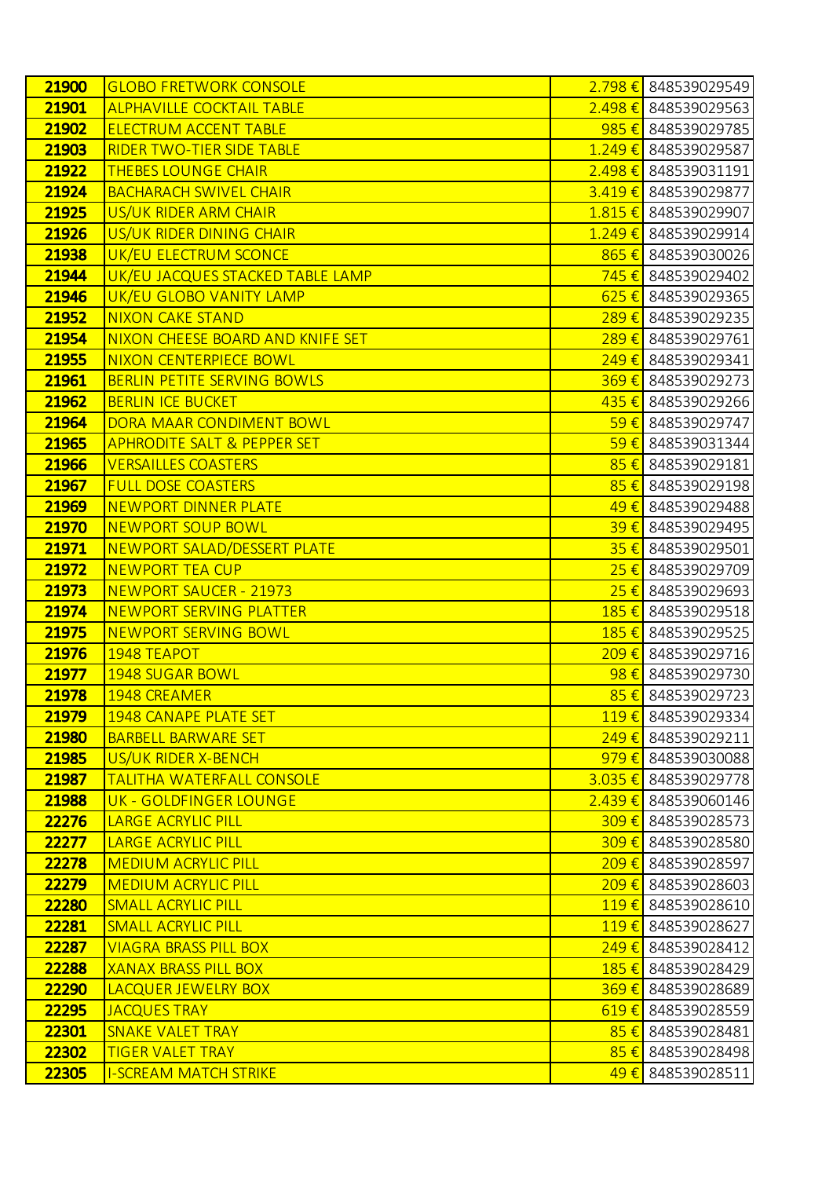| | | | |
|---|---|---|---|
| **21900** | GLOBO FRETWORK CONSOLE | 2.798 € | 848539029549 |
| **21901** | ALPHAVILLE COCKTAIL TABLE | 2.498 € | 848539029563 |
| **21902** | ELECTRUM ACCENT TABLE | 985 € | 848539029785 |
| **21903** | RIDER TWO-TIER SIDE TABLE | 1.249 € | 848539029587 |
| **21922** | THEBES LOUNGE CHAIR | 2.498 € | 848539031191 |
| **21924** | BACHARACH SWIVEL CHAIR | 3.419 € | 848539029877 |
| **21925** | US/UK RIDER ARM CHAIR | 1.815 € | 848539029907 |
| **21926** | US/UK RIDER DINING CHAIR | 1.249 € | 848539029914 |
| **21938** | UK/EU ELECTRUM SCONCE | 865 € | 848539030026 |
| **21944** | UK/EU JACQUES STACKED TABLE LAMP | 745 € | 848539029402 |
| **21946** | UK/EU GLOBO VANITY LAMP | 625 € | 848539029365 |
| **21952** | NIXON CAKE STAND | 289 € | 848539029235 |
| **21954** | NIXON CHEESE BOARD AND KNIFE SET | 289 € | 848539029761 |
| **21955** | NIXON CENTERPIECE BOWL | 249 € | 848539029341 |
| **21961** | BERLIN PETITE SERVING BOWLS | 369 € | 848539029273 |
| **21962** | BERLIN ICE BUCKET | 435 € | 848539029266 |
| **21964** | DORA MAAR CONDIMENT BOWL | 59 € | 848539029747 |
| **21965** | APHRODITE SALT & PEPPER SET | 59 € | 848539031344 |
| **21966** | VERSAILLES COASTERS | 85 € | 848539029181 |
| **21967** | FULL DOSE COASTERS | 85 € | 848539029198 |
| **21969** | NEWPORT DINNER PLATE | 49 € | 848539029488 |
| **21970** | NEWPORT SOUP BOWL | 39 € | 848539029495 |
| **21971** | NEWPORT SALAD/DESSERT PLATE | 35 € | 848539029501 |
| **21972** | NEWPORT TEA CUP | 25 € | 848539029709 |
| **21973** | NEWPORT SAUCER - 21973 | 25 € | 848539029693 |
| **21974** | NEWPORT SERVING PLATTER | 185 € | 848539029518 |
| **21975** | NEWPORT SERVING BOWL | 185 € | 848539029525 |
| **21976** | 1948 TEAPOT | 209 € | 848539029716 |
| **21977** | 1948 SUGAR BOWL | 98 € | 848539029730 |
| **21978** | 1948 CREAMER | 85 € | 848539029723 |
| **21979** | 1948 CANAPE PLATE SET | 119 € | 848539029334 |
| **21980** | BARBELL BARWARE SET | 249 € | 848539029211 |
| **21985** | US/UK RIDER X-BENCH | 979 € | 848539030088 |
| **21987** | TALITHA WATERFALL CONSOLE | 3.035 € | 848539029778 |
| **21988** | UK - GOLDFINGER LOUNGE | 2.439 € | 848539060146 |
| **22276** | LARGE ACRYLIC PILL | 309 € | 848539028573 |
| **22277** | LARGE ACRYLIC PILL | 309 € | 848539028580 |
| **22278** | MEDIUM ACRYLIC PILL | 209 € | 848539028597 |
| **22279** | MEDIUM ACRYLIC PILL | 209 € | 848539028603 |
| **22280** | SMALL ACRYLIC PILL | 119 € | 848539028610 |
| **22281** | SMALL ACRYLIC PILL | 119 € | 848539028627 |
| **22287** | VIAGRA BRASS PILL BOX | 249 € | 848539028412 |
| **22288** | XANAX BRASS PILL BOX | 185 € | 848539028429 |
| **22290** | LACQUER JEWELRY BOX | 369 € | 848539028689 |
| **22295** | JACQUES TRAY | 619 € | 848539028559 |
| **22301** | SNAKE VALET TRAY | 85 € | 848539028481 |
| **22302** | TIGER VALET TRAY | 85 € | 848539028498 |
| **22305** | I-SCREAM MATCH STRIKE | 49 € | 848539028511 |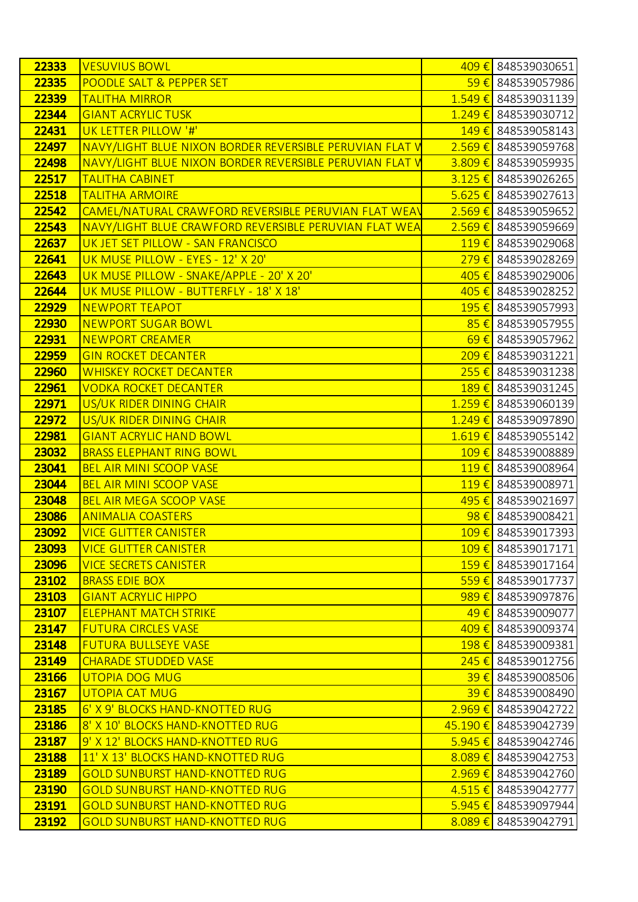| | | | |
|---|---|---|---|
| **22333** | VESUVIUS BOWL | 409 € | 848539030651 |
| **22335** | POODLE SALT & PEPPER SET | 59 € | 848539057986 |
| **22339** | TALITHA MIRROR | 1.549 € | 848539031139 |
| **22344** | GIANT ACRYLIC TUSK | 1.249 € | 848539030712 |
| **22431** | UK LETTER PILLOW '#' | 149 € | 848539058143 |
| **22497** | NAVY/LIGHT BLUE NIXON BORDER REVERSIBLE PERUVIAN FLAT W | 2.569 € | 848539059768 |
| **22498** | NAVY/LIGHT BLUE NIXON BORDER REVERSIBLE PERUVIAN FLAT W | 3.809 € | 848539059935 |
| **22517** | TALITHA CABINET | 3.125 € | 848539026265 |
| **22518** | TALITHA ARMOIRE | 5.625 € | 848539027613 |
| **22542** | CAMEL/NATURAL CRAWFORD REVERSIBLE PERUVIAN FLAT WEAV | 2.569 € | 848539059652 |
| **22543** | NAVY/LIGHT BLUE CRAWFORD REVERSIBLE PERUVIAN FLAT WEA | 2.569 € | 848539059669 |
| **22637** | UK JET SET PILLOW - SAN FRANCISCO | 119 € | 848539029068 |
| **22641** | UK MUSE PILLOW - EYES - 12' X 20' | 279 € | 848539028269 |
| **22643** | UK MUSE PILLOW - SNAKE/APPLE - 20' X 20' | 405 € | 848539029006 |
| **22644** | UK MUSE PILLOW - BUTTERFLY - 18' X 18' | 405 € | 848539028252 |
| **22929** | NEWPORT TEAPOT | 195 € | 848539057993 |
| **22930** | NEWPORT SUGAR BOWL | 85 € | 848539057955 |
| **22931** | NEWPORT CREAMER | 69 € | 848539057962 |
| **22959** | GIN ROCKET DECANTER | 209 € | 848539031221 |
| **22960** | WHISKEY ROCKET DECANTER | 255 € | 848539031238 |
| **22961** | VODKA ROCKET DECANTER | 189 € | 848539031245 |
| **22971** | US/UK RIDER DINING CHAIR | 1.259 € | 848539060139 |
| **22972** | US/UK RIDER DINING CHAIR | 1.249 € | 848539097890 |
| **22981** | GIANT ACRYLIC HAND BOWL | 1.619 € | 848539055142 |
| **23032** | BRASS ELEPHANT RING BOWL | 109 € | 848539008889 |
| **23041** | BEL AIR MINI SCOOP VASE | 119 € | 848539008964 |
| **23044** | BEL AIR MINI SCOOP VASE | 119 € | 848539008971 |
| **23048** | BEL AIR MEGA SCOOP VASE | 495 € | 848539021697 |
| **23086** | ANIMALIA COASTERS | 98 € | 848539008421 |
| **23092** | VICE GLITTER CANISTER | 109 € | 848539017393 |
| **23093** | VICE GLITTER CANISTER | 109 € | 848539017171 |
| **23096** | VICE SECRETS CANISTER | 159 € | 848539017164 |
| **23102** | BRASS EDIE BOX | 559 € | 848539017737 |
| **23103** | GIANT ACRYLIC HIPPO | 989 € | 848539097876 |
| **23107** | ELEPHANT MATCH STRIKE | 49 € | 848539009077 |
| **23147** | FUTURA CIRCLES VASE | 409 € | 848539009374 |
| **23148** | FUTURA BULLSEYE VASE | 198 € | 848539009381 |
| **23149** | CHARADE STUDDED VASE | 245 € | 848539012756 |
| **23166** | UTOPIA DOG MUG | 39 € | 848539008506 |
| **23167** | UTOPIA CAT MUG | 39 € | 848539008490 |
| **23185** | 6' X 9' BLOCKS HAND-KNOTTED RUG | 2.969 € | 848539042722 |
| **23186** | 8' X 10' BLOCKS HAND-KNOTTED RUG | 45.190 € | 848539042739 |
| **23187** | 9' X 12' BLOCKS HAND-KNOTTED RUG | 5.945 € | 848539042746 |
| **23188** | 11' X 13' BLOCKS HAND-KNOTTED RUG | 8.089 € | 848539042753 |
| **23189** | GOLD SUNBURST HAND-KNOTTED RUG | 2.969 € | 848539042760 |
| **23190** | GOLD SUNBURST HAND-KNOTTED RUG | 4.515 € | 848539042777 |
| **23191** | GOLD SUNBURST HAND-KNOTTED RUG | 5.945 € | 848539097944 |
| **23192** | GOLD SUNBURST HAND-KNOTTED RUG | 8.089 € | 848539042791 |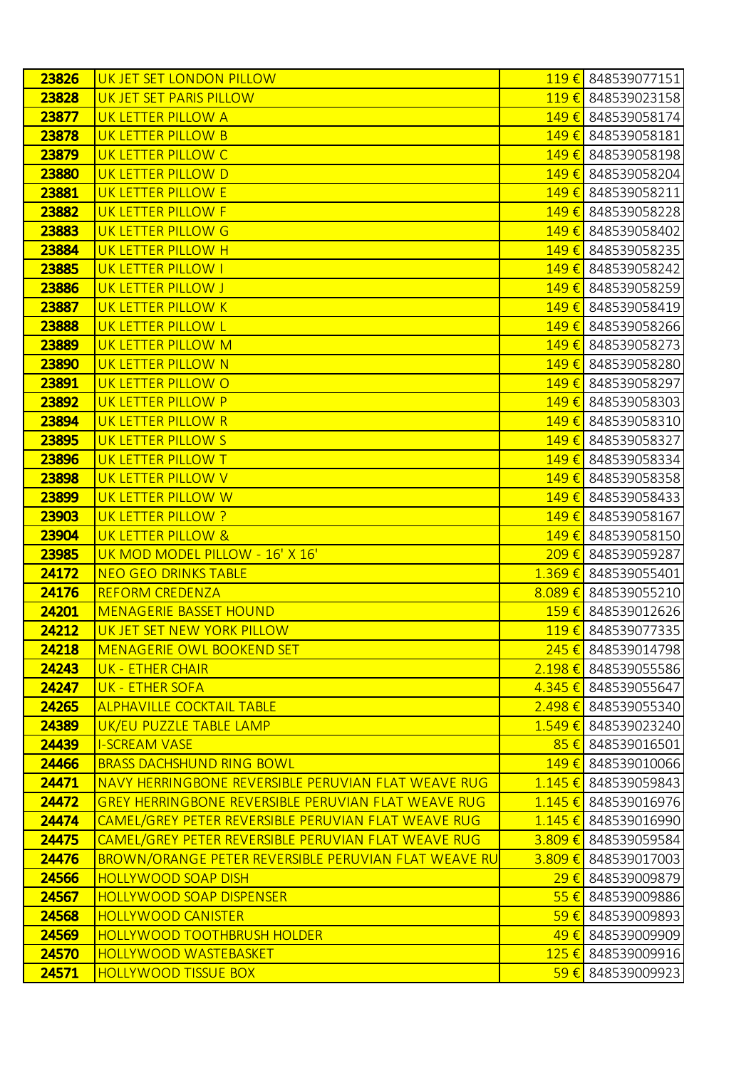| | | | |
|---|---|---|---|
| **23826** | UK JET SET LONDON PILLOW | 119 € | 848539077151 |
| **23828** | UK JET SET PARIS PILLOW | 119 € | 848539023158 |
| **23877** | UK LETTER PILLOW A | 149 € | 848539058174 |
| **23878** | UK LETTER PILLOW B | 149 € | 848539058181 |
| **23879** | UK LETTER PILLOW C | 149 € | 848539058198 |
| **23880** | UK LETTER PILLOW D | 149 € | 848539058204 |
| **23881** | UK LETTER PILLOW E | 149 € | 848539058211 |
| **23882** | UK LETTER PILLOW F | 149 € | 848539058228 |
| **23883** | UK LETTER PILLOW G | 149 € | 848539058402 |
| **23884** | UK LETTER PILLOW H | 149 € | 848539058235 |
| **23885** | UK LETTER PILLOW I | 149 € | 848539058242 |
| **23886** | UK LETTER PILLOW J | 149 € | 848539058259 |
| **23887** | UK LETTER PILLOW K | 149 € | 848539058419 |
| **23888** | UK LETTER PILLOW L | 149 € | 848539058266 |
| **23889** | UK LETTER PILLOW M | 149 € | 848539058273 |
| **23890** | UK LETTER PILLOW N | 149 € | 848539058280 |
| **23891** | UK LETTER PILLOW O | 149 € | 848539058297 |
| **23892** | UK LETTER PILLOW P | 149 € | 848539058303 |
| **23894** | UK LETTER PILLOW R | 149 € | 848539058310 |
| **23895** | UK LETTER PILLOW S | 149 € | 848539058327 |
| **23896** | UK LETTER PILLOW T | 149 € | 848539058334 |
| **23898** | UK LETTER PILLOW V | 149 € | 848539058358 |
| **23899** | UK LETTER PILLOW W | 149 € | 848539058433 |
| **23903** | UK LETTER PILLOW ? | 149 € | 848539058167 |
| **23904** | UK LETTER PILLOW & | 149 € | 848539058150 |
| **23985** | UK MOD MODEL PILLOW - 16' X 16' | 209 € | 848539059287 |
| **24172** | NEO GEO DRINKS TABLE | 1.369 € | 848539055401 |
| **24176** | REFORM CREDENZA | 8.089 € | 848539055210 |
| **24201** | MENAGERIE BASSET HOUND | 159 € | 848539012626 |
| **24212** | UK JET SET NEW YORK PILLOW | 119 € | 848539077335 |
| **24218** | MENAGERIE OWL BOOKEND SET | 245 € | 848539014798 |
| **24243** | UK - ETHER CHAIR | 2.198 € | 848539055586 |
| **24247** | UK - ETHER SOFA | 4.345 € | 848539055647 |
| **24265** | ALPHAVILLE COCKTAIL TABLE | 2.498 € | 848539055340 |
| **24389** | UK/EU PUZZLE TABLE LAMP | 1.549 € | 848539023240 |
| **24439** | I-SCREAM VASE | 85 € | 848539016501 |
| **24466** | BRASS DACHSHUND RING BOWL | 149 € | 848539010066 |
| **24471** | NAVY HERRINGBONE REVERSIBLE PERUVIAN FLAT WEAVE RUG | 1.145 € | 848539059843 |
| **24472** | GREY HERRINGBONE REVERSIBLE PERUVIAN FLAT WEAVE RUG | 1.145 € | 848539016976 |
| **24474** | CAMEL/GREY PETER REVERSIBLE PERUVIAN FLAT WEAVE RUG | 1.145 € | 848539016990 |
| **24475** | CAMEL/GREY PETER REVERSIBLE PERUVIAN FLAT WEAVE RUG | 3.809 € | 848539059584 |
| **24476** | BROWN/ORANGE PETER REVERSIBLE PERUVIAN FLAT WEAVE RU | 3.809 € | 848539017003 |
| **24566** | HOLLYWOOD SOAP DISH | 29 € | 848539009879 |
| **24567** | HOLLYWOOD SOAP DISPENSER | 55 € | 848539009886 |
| **24568** | HOLLYWOOD CANISTER | 59 € | 848539009893 |
| **24569** | HOLLYWOOD TOOTHBRUSH HOLDER | 49 € | 848539009909 |
| **24570** | HOLLYWOOD WASTEBASKET | 125 € | 848539009916 |
| **24571** | HOLLYWOOD TISSUE BOX | 59 € | 848539009923 |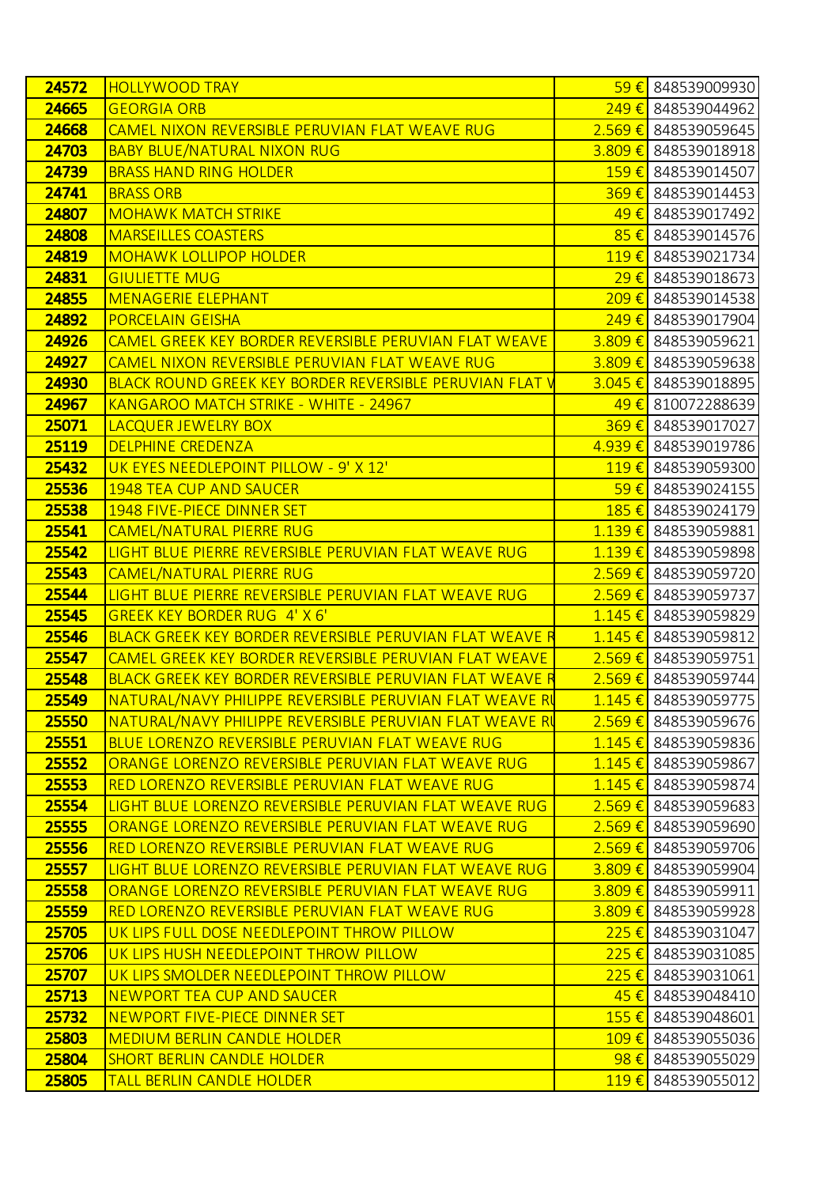| | | | |
|---|---|---|---|
| **24572** | HOLLYWOOD TRAY | 59 € | 848539009930 |
| **24665** | GEORGIA ORB | 249 € | 848539044962 |
| **24668** | CAMEL NIXON REVERSIBLE PERUVIAN FLAT WEAVE RUG | 2.569 € | 848539059645 |
| **24703** | BABY BLUE/NATURAL NIXON RUG | 3.809 € | 848539018918 |
| **24739** | BRASS HAND RING HOLDER | 159 € | 848539014507 |
| **24741** | BRASS ORB | 369 € | 848539014453 |
| **24807** | MOHAWK MATCH STRIKE | 49 € | 848539017492 |
| **24808** | MARSEILLES COASTERS | 85 € | 848539014576 |
| **24819** | MOHAWK LOLLIPOP HOLDER | 119 € | 848539021734 |
| **24831** | GIULIETTE MUG | 29 € | 848539018673 |
| **24855** | MENAGERIE ELEPHANT | 209 € | 848539014538 |
| **24892** | PORCELAIN GEISHA | 249 € | 848539017904 |
| **24926** | CAMEL GREEK KEY BORDER REVERSIBLE PERUVIAN FLAT WEAVE | 3.809 € | 848539059621 |
| **24927** | CAMEL NIXON REVERSIBLE PERUVIAN FLAT WEAVE RUG | 3.809 € | 848539059638 |
| **24930** | BLACK ROUND GREEK KEY BORDER REVERSIBLE PERUVIAN FLAT V | 3.045 € | 848539018895 |
| **24967** | KANGAROO MATCH STRIKE - WHITE - 24967 | 49 € | 810072288639 |
| **25071** | LACQUER JEWELRY BOX | 369 € | 848539017027 |
| **25119** | DELPHINE CREDENZA | 4.939 € | 848539019786 |
| **25432** | UK EYES NEEDLEPOINT PILLOW - 9' X 12' | 119 € | 848539059300 |
| **25536** | 1948 TEA CUP AND SAUCER | 59 € | 848539024155 |
| **25538** | 1948 FIVE-PIECE DINNER SET | 185 € | 848539024179 |
| **25541** | CAMEL/NATURAL PIERRE RUG | 1.139 € | 848539059881 |
| **25542** | LIGHT BLUE PIERRE REVERSIBLE PERUVIAN FLAT WEAVE RUG | 1.139 € | 848539059898 |
| **25543** | CAMEL/NATURAL PIERRE RUG | 2.569 € | 848539059720 |
| **25544** | LIGHT BLUE PIERRE REVERSIBLE PERUVIAN FLAT WEAVE RUG | 2.569 € | 848539059737 |
| **25545** | GREEK KEY BORDER RUG 4' X 6' | 1.145 € | 848539059829 |
| **25546** | BLACK GREEK KEY BORDER REVERSIBLE PERUVIAN FLAT WEAVE R | 1.145 € | 848539059812 |
| **25547** | CAMEL GREEK KEY BORDER REVERSIBLE PERUVIAN FLAT WEAVE | 2.569 € | 848539059751 |
| **25548** | BLACK GREEK KEY BORDER REVERSIBLE PERUVIAN FLAT WEAVE R | 2.569 € | 848539059744 |
| **25549** | NATURAL/NAVY PHILIPPE REVERSIBLE PERUVIAN FLAT WEAVE RU | 1.145 € | 848539059775 |
| **25550** | NATURAL/NAVY PHILIPPE REVERSIBLE PERUVIAN FLAT WEAVE RU | 2.569 € | 848539059676 |
| **25551** | BLUE LORENZO REVERSIBLE PERUVIAN FLAT WEAVE RUG | 1.145 € | 848539059836 |
| **25552** | ORANGE LORENZO REVERSIBLE PERUVIAN FLAT WEAVE RUG | 1.145 € | 848539059867 |
| **25553** | RED LORENZO REVERSIBLE PERUVIAN FLAT WEAVE RUG | 1.145 € | 848539059874 |
| **25554** | LIGHT BLUE LORENZO REVERSIBLE PERUVIAN FLAT WEAVE RUG | 2.569 € | 848539059683 |
| **25555** | ORANGE LORENZO REVERSIBLE PERUVIAN FLAT WEAVE RUG | 2.569 € | 848539059690 |
| **25556** | RED LORENZO REVERSIBLE PERUVIAN FLAT WEAVE RUG | 2.569 € | 848539059706 |
| **25557** | LIGHT BLUE LORENZO REVERSIBLE PERUVIAN FLAT WEAVE RUG | 3.809 € | 848539059904 |
| **25558** | ORANGE LORENZO REVERSIBLE PERUVIAN FLAT WEAVE RUG | 3.809 € | 848539059911 |
| **25559** | RED LORENZO REVERSIBLE PERUVIAN FLAT WEAVE RUG | 3.809 € | 848539059928 |
| **25705** | UK LIPS FULL DOSE NEEDLEPOINT THROW PILLOW | 225 € | 848539031047 |
| **25706** | UK LIPS HUSH NEEDLEPOINT THROW PILLOW | 225 € | 848539031085 |
| **25707** | UK LIPS SMOLDER NEEDLEPOINT THROW PILLOW | 225 € | 848539031061 |
| **25713** | NEWPORT TEA CUP AND SAUCER | 45 € | 848539048410 |
| **25732** | NEWPORT FIVE-PIECE DINNER SET | 155 € | 848539048601 |
| **25803** | MEDIUM BERLIN CANDLE HOLDER | 109 € | 848539055036 |
| **25804** | SHORT BERLIN CANDLE HOLDER | 98 € | 848539055029 |
| **25805** | TALL BERLIN CANDLE HOLDER | 119 € | 848539055012 |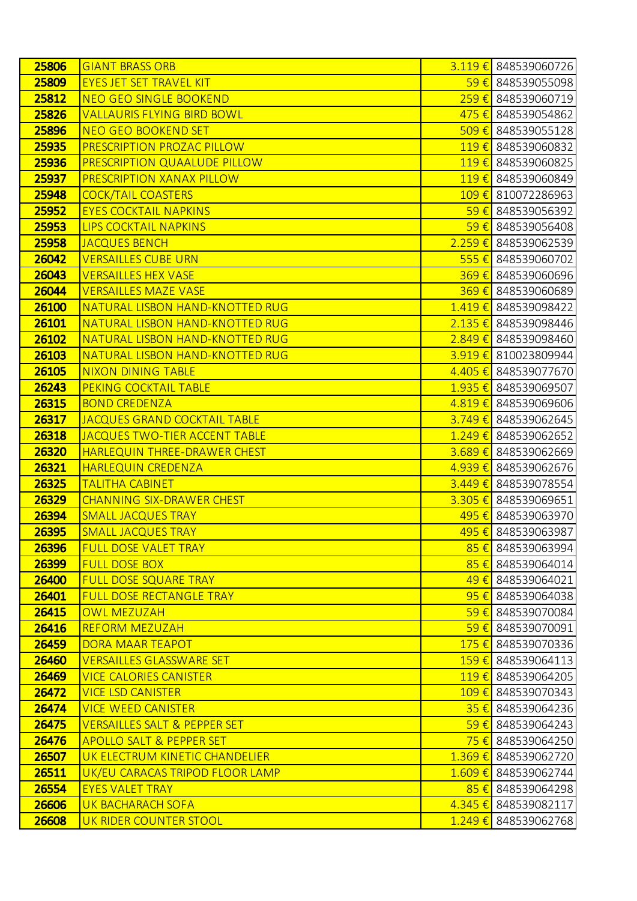| 25806 | GIANT BRASS ORB | 3.119 € | 848539060726 |
|---|---|---|---|
| 25809 | EYES JET SET TRAVEL KIT | 59 € | 848539055098 |
| 25812 | NEO GEO SINGLE BOOKEND | 259 € | 848539060719 |
| 25826 | VALLAURIS FLYING BIRD BOWL | 475 € | 848539054862 |
| 25896 | NEO GEO BOOKEND SET | 509 € | 848539055128 |
| 25935 | PRESCRIPTION PROZAC PILLOW | 119 € | 848539060832 |
| 25936 | PRESCRIPTION QUAALUDE PILLOW | 119 € | 848539060825 |
| 25937 | PRESCRIPTION XANAX PILLOW | 119 € | 848539060849 |
| 25948 | COCK/TAIL COASTERS | 109 € | 810072286963 |
| 25952 | EYES COCKTAIL NAPKINS | 59 € | 848539056392 |
| 25953 | LIPS COCKTAIL NAPKINS | 59 € | 848539056408 |
| 25958 | JACQUES BENCH | 2.259 € | 848539062539 |
| 26042 | VERSAILLES CUBE URN | 555 € | 848539060702 |
| 26043 | VERSAILLES HEX VASE | 369 € | 848539060696 |
| 26044 | VERSAILLES MAZE VASE | 369 € | 848539060689 |
| 26100 | NATURAL LISBON HAND-KNOTTED RUG | 1.419 € | 848539098422 |
| 26101 | NATURAL LISBON HAND-KNOTTED RUG | 2.135 € | 848539098446 |
| 26102 | NATURAL LISBON HAND-KNOTTED RUG | 2.849 € | 848539098460 |
| 26103 | NATURAL LISBON HAND-KNOTTED RUG | 3.919 € | 810023809944 |
| 26105 | NIXON DINING TABLE | 4.405 € | 848539077670 |
| 26243 | PEKING COCKTAIL TABLE | 1.935 € | 848539069507 |
| 26315 | BOND CREDENZA | 4.819 € | 848539069606 |
| 26317 | JACQUES GRAND COCKTAIL TABLE | 3.749 € | 848539062645 |
| 26318 | JACQUES TWO-TIER ACCENT TABLE | 1.249 € | 848539062652 |
| 26320 | HARLEQUIN THREE-DRAWER CHEST | 3.689 € | 848539062669 |
| 26321 | HARLEQUIN CREDENZA | 4.939 € | 848539062676 |
| 26325 | TALITHA CABINET | 3.449 € | 848539078554 |
| 26329 | CHANNING SIX-DRAWER CHEST | 3.305 € | 848539069651 |
| 26394 | SMALL JACQUES TRAY | 495 € | 848539063970 |
| 26395 | SMALL JACQUES TRAY | 495 € | 848539063987 |
| 26396 | FULL DOSE VALET TRAY | 85 € | 848539063994 |
| 26399 | FULL DOSE BOX | 85 € | 848539064014 |
| 26400 | FULL DOSE SQUARE TRAY | 49 € | 848539064021 |
| 26401 | FULL DOSE RECTANGLE TRAY | 95 € | 848539064038 |
| 26415 | OWL MEZUZAH | 59 € | 848539070084 |
| 26416 | REFORM MEZUZAH | 59 € | 848539070091 |
| 26459 | DORA MAAR TEAPOT | 175 € | 848539070336 |
| 26460 | VERSAILLES GLASSWARE SET | 159 € | 848539064113 |
| 26469 | VICE CALORIES CANISTER | 119 € | 848539064205 |
| 26472 | VICE LSD CANISTER | 109 € | 848539070343 |
| 26474 | VICE WEED CANISTER | 35 € | 848539064236 |
| 26475 | VERSAILLES SALT & PEPPER SET | 59 € | 848539064243 |
| 26476 | APOLLO SALT & PEPPER SET | 75 € | 848539064250 |
| 26507 | UK ELECTRUM KINETIC CHANDELIER | 1.369 € | 848539062720 |
| 26511 | UK/EU CARACAS TRIPOD FLOOR LAMP | 1.609 € | 848539062744 |
| 26554 | EYES VALET TRAY | 85 € | 848539064298 |
| 26606 | UK BACHARACH SOFA | 4.345 € | 848539082117 |
| 26608 | UK RIDER COUNTER STOOL | 1.249 € | 848539062768 |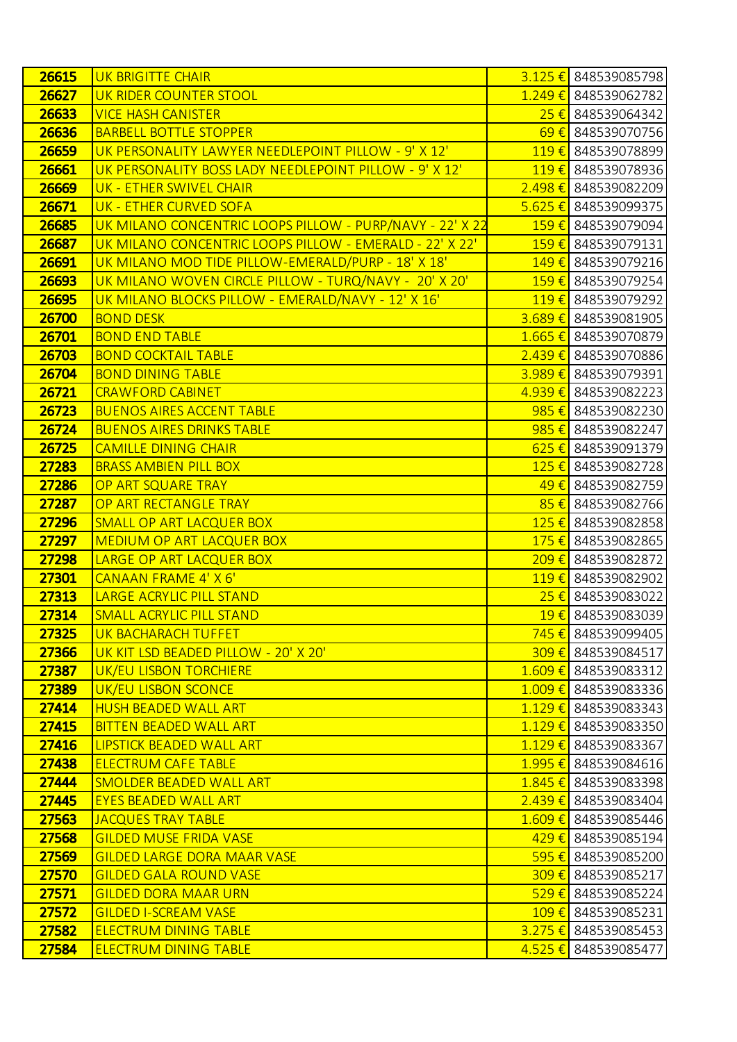| | | | |
|---|---|---|---|
| **26615** | UK BRIGITTE CHAIR | 3.125 € | 848539085798 |
| **26627** | UK RIDER COUNTER STOOL | 1.249 € | 848539062782 |
| **26633** | VICE HASH CANISTER | 25 € | 848539064342 |
| **26636** | BARBELL BOTTLE STOPPER | 69 € | 848539070756 |
| **26659** | UK PERSONALITY LAWYER NEEDLEPOINT PILLOW - 9' X 12' | 119 € | 848539078899 |
| **26661** | UK PERSONALITY BOSS LADY NEEDLEPOINT PILLOW - 9' X 12' | 119 € | 848539078936 |
| **26669** | UK - ETHER SWIVEL CHAIR | 2.498 € | 848539082209 |
| **26671** | UK - ETHER CURVED SOFA | 5.625 € | 848539099375 |
| **26685** | UK MILANO CONCENTRIC LOOPS PILLOW - PURP/NAVY - 22' X 22 | 159 € | 848539079094 |
| **26687** | UK MILANO CONCENTRIC LOOPS PILLOW - EMERALD - 22' X 22' | 159 € | 848539079131 |
| **26691** | UK MILANO MOD TIDE PILLOW-EMERALD/PURP - 18' X 18' | 149 € | 848539079216 |
| **26693** | UK MILANO WOVEN CIRCLE PILLOW - TURQ/NAVY - 20' X 20' | 159 € | 848539079254 |
| **26695** | UK MILANO BLOCKS PILLOW - EMERALD/NAVY - 12' X 16' | 119 € | 848539079292 |
| **26700** | BOND DESK | 3.689 € | 848539081905 |
| **26701** | BOND END TABLE | 1.665 € | 848539070879 |
| **26703** | BOND COCKTAIL TABLE | 2.439 € | 848539070886 |
| **26704** | BOND DINING TABLE | 3.989 € | 848539079391 |
| **26721** | CRAWFORD CABINET | 4.939 € | 848539082223 |
| **26723** | BUENOS AIRES ACCENT TABLE | 985 € | 848539082230 |
| **26724** | BUENOS AIRES DRINKS TABLE | 985 € | 848539082247 |
| **26725** | CAMILLE DINING CHAIR | 625 € | 848539091379 |
| **27283** | BRASS AMBIEN PILL BOX | 125 € | 848539082728 |
| **27286** | OP ART SQUARE TRAY | 49 € | 848539082759 |
| **27287** | OP ART RECTANGLE TRAY | 85 € | 848539082766 |
| **27296** | SMALL OP ART LACQUER BOX | 125 € | 848539082858 |
| **27297** | MEDIUM OP ART LACQUER BOX | 175 € | 848539082865 |
| **27298** | LARGE OP ART LACQUER BOX | 209 € | 848539082872 |
| **27301** | CANAAN FRAME 4' X 6' | 119 € | 848539082902 |
| **27313** | LARGE ACRYLIC PILL STAND | 25 € | 848539083022 |
| **27314** | SMALL ACRYLIC PILL STAND | 19 € | 848539083039 |
| **27325** | UK BACHARACH TUFFET | 745 € | 848539099405 |
| **27366** | UK KIT LSD BEADED PILLOW - 20' X 20' | 309 € | 848539084517 |
| **27387** | UK/EU LISBON TORCHIERE | 1.609 € | 848539083312 |
| **27389** | UK/EU LISBON SCONCE | 1.009 € | 848539083336 |
| **27414** | HUSH BEADED WALL ART | 1.129 € | 848539083343 |
| **27415** | BITTEN BEADED WALL ART | 1.129 € | 848539083350 |
| **27416** | LIPSTICK BEADED WALL ART | 1.129 € | 848539083367 |
| **27438** | ELECTRUM CAFE TABLE | 1.995 € | 848539084616 |
| **27444** | SMOLDER BEADED WALL ART | 1.845 € | 848539083398 |
| **27445** | EYES BEADED WALL ART | 2.439 € | 848539083404 |
| **27563** | JACQUES TRAY TABLE | 1.609 € | 848539085446 |
| **27568** | GILDED MUSE FRIDA VASE | 429 € | 848539085194 |
| **27569** | GILDED LARGE DORA MAAR VASE | 595 € | 848539085200 |
| **27570** | GILDED GALA ROUND VASE | 309 € | 848539085217 |
| **27571** | GILDED DORA MAAR URN | 529 € | 848539085224 |
| **27572** | GILDED I-SCREAM VASE | 109 € | 848539085231 |
| **27582** | ELECTRUM DINING TABLE | 3.275 € | 848539085453 |
| **27584** | ELECTRUM DINING TABLE | 4.525 € | 848539085477 |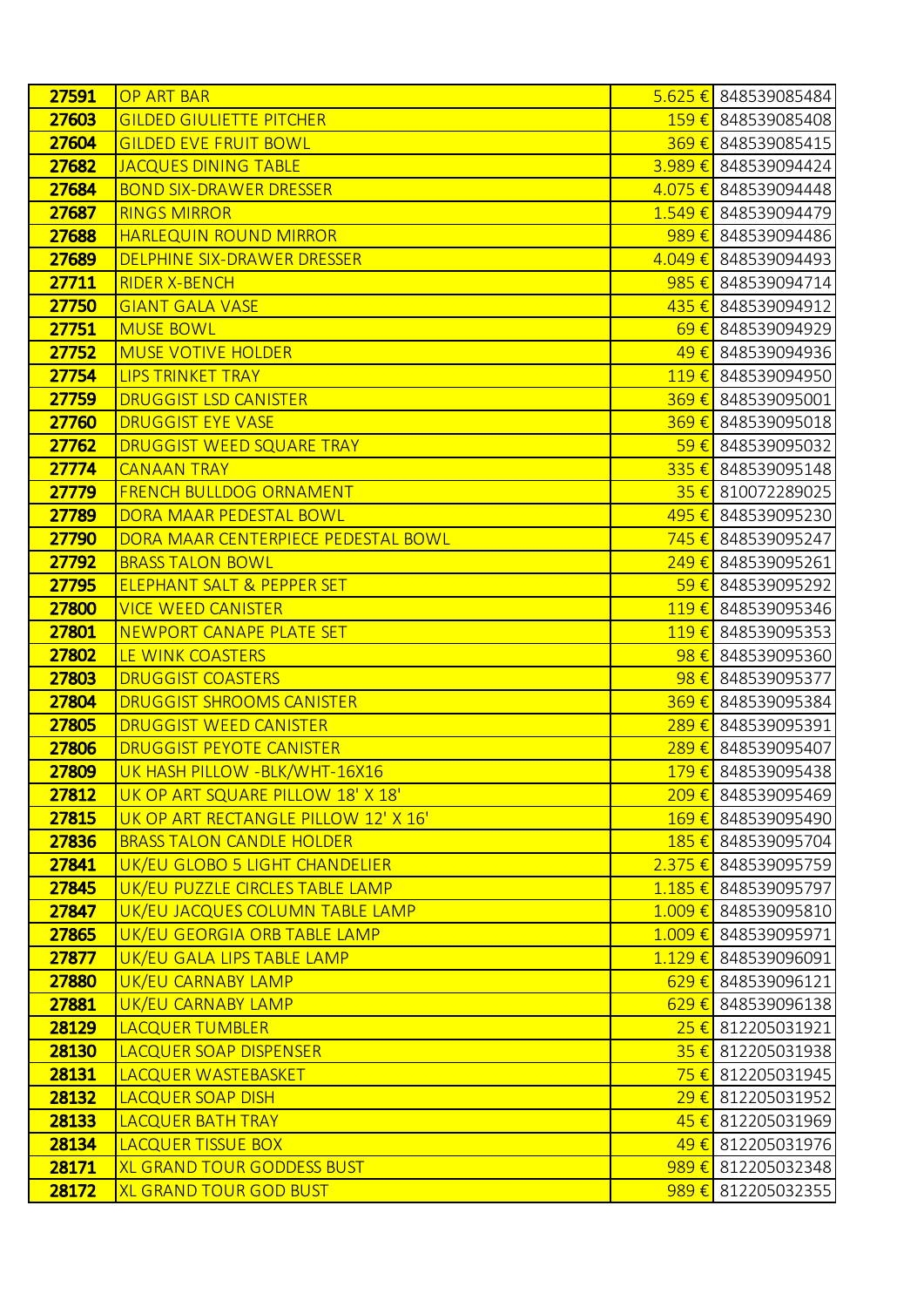| 27591 | OP ART BAR | 5.625 € | 848539085484 |
|---|---|---|---|
| 27603 | GILDED GIULIETTE PITCHER | 159 € | 848539085408 |
| 27604 | GILDED EVE FRUIT BOWL | 369 € | 848539085415 |
| 27682 | JACQUES DINING TABLE | 3.989 € | 848539094424 |
| 27684 | BOND SIX-DRAWER DRESSER | 4.075 € | 848539094448 |
| 27687 | RINGS MIRROR | 1.549 € | 848539094479 |
| 27688 | HARLEQUIN ROUND MIRROR | 989 € | 848539094486 |
| 27689 | DELPHINE SIX-DRAWER DRESSER | 4.049 € | 848539094493 |
| 27711 | RIDER X-BENCH | 985 € | 848539094714 |
| 27750 | GIANT GALA VASE | 435 € | 848539094912 |
| 27751 | MUSE BOWL | 69 € | 848539094929 |
| 27752 | MUSE VOTIVE HOLDER | 49 € | 848539094936 |
| 27754 | LIPS TRINKET TRAY | 119 € | 848539094950 |
| 27759 | DRUGGIST LSD CANISTER | 369 € | 848539095001 |
| 27760 | DRUGGIST EYE VASE | 369 € | 848539095018 |
| 27762 | DRUGGIST WEED SQUARE TRAY | 59 € | 848539095032 |
| 27774 | CANAAN TRAY | 335 € | 848539095148 |
| 27779 | FRENCH BULLDOG ORNAMENT | 35 € | 810072289025 |
| 27789 | DORA MAAR PEDESTAL BOWL | 495 € | 848539095230 |
| 27790 | DORA MAAR CENTERPIECE PEDESTAL BOWL | 745 € | 848539095247 |
| 27792 | BRASS TALON BOWL | 249 € | 848539095261 |
| 27795 | ELEPHANT SALT & PEPPER SET | 59 € | 848539095292 |
| 27800 | VICE WEED CANISTER | 119 € | 848539095346 |
| 27801 | NEWPORT CANAPE PLATE SET | 119 € | 848539095353 |
| 27802 | LE WINK COASTERS | 98 € | 848539095360 |
| 27803 | DRUGGIST COASTERS | 98 € | 848539095377 |
| 27804 | DRUGGIST SHROOMS CANISTER | 369 € | 848539095384 |
| 27805 | DRUGGIST WEED CANISTER | 289 € | 848539095391 |
| 27806 | DRUGGIST PEYOTE CANISTER | 289 € | 848539095407 |
| 27809 | UK HASH PILLOW -BLK/WHT-16X16 | 179 € | 848539095438 |
| 27812 | UK OP ART SQUARE PILLOW 18' X 18' | 209 € | 848539095469 |
| 27815 | UK OP ART RECTANGLE PILLOW 12' X 16' | 169 € | 848539095490 |
| 27836 | BRASS TALON CANDLE HOLDER | 185 € | 848539095704 |
| 27841 | UK/EU GLOBO 5 LIGHT CHANDELIER | 2.375 € | 848539095759 |
| 27845 | UK/EU PUZZLE CIRCLES TABLE LAMP | 1.185 € | 848539095797 |
| 27847 | UK/EU JACQUES COLUMN TABLE LAMP | 1.009 € | 848539095810 |
| 27865 | UK/EU GEORGIA ORB TABLE LAMP | 1.009 € | 848539095971 |
| 27877 | UK/EU GALA LIPS TABLE LAMP | 1.129 € | 848539096091 |
| 27880 | UK/EU CARNABY LAMP | 629 € | 848539096121 |
| 27881 | UK/EU CARNABY LAMP | 629 € | 848539096138 |
| 28129 | LACQUER TUMBLER | 25 € | 812205031921 |
| 28130 | LACQUER SOAP DISPENSER | 35 € | 812205031938 |
| 28131 | LACQUER WASTEBASKET | 75 € | 812205031945 |
| 28132 | LACQUER SOAP DISH | 29 € | 812205031952 |
| 28133 | LACQUER BATH TRAY | 45 € | 812205031969 |
| 28134 | LACQUER TISSUE BOX | 49 € | 812205031976 |
| 28171 | XL GRAND TOUR GODDESS BUST | 989 € | 812205032348 |
| 28172 | XL GRAND TOUR GOD BUST | 989 € | 812205032355 |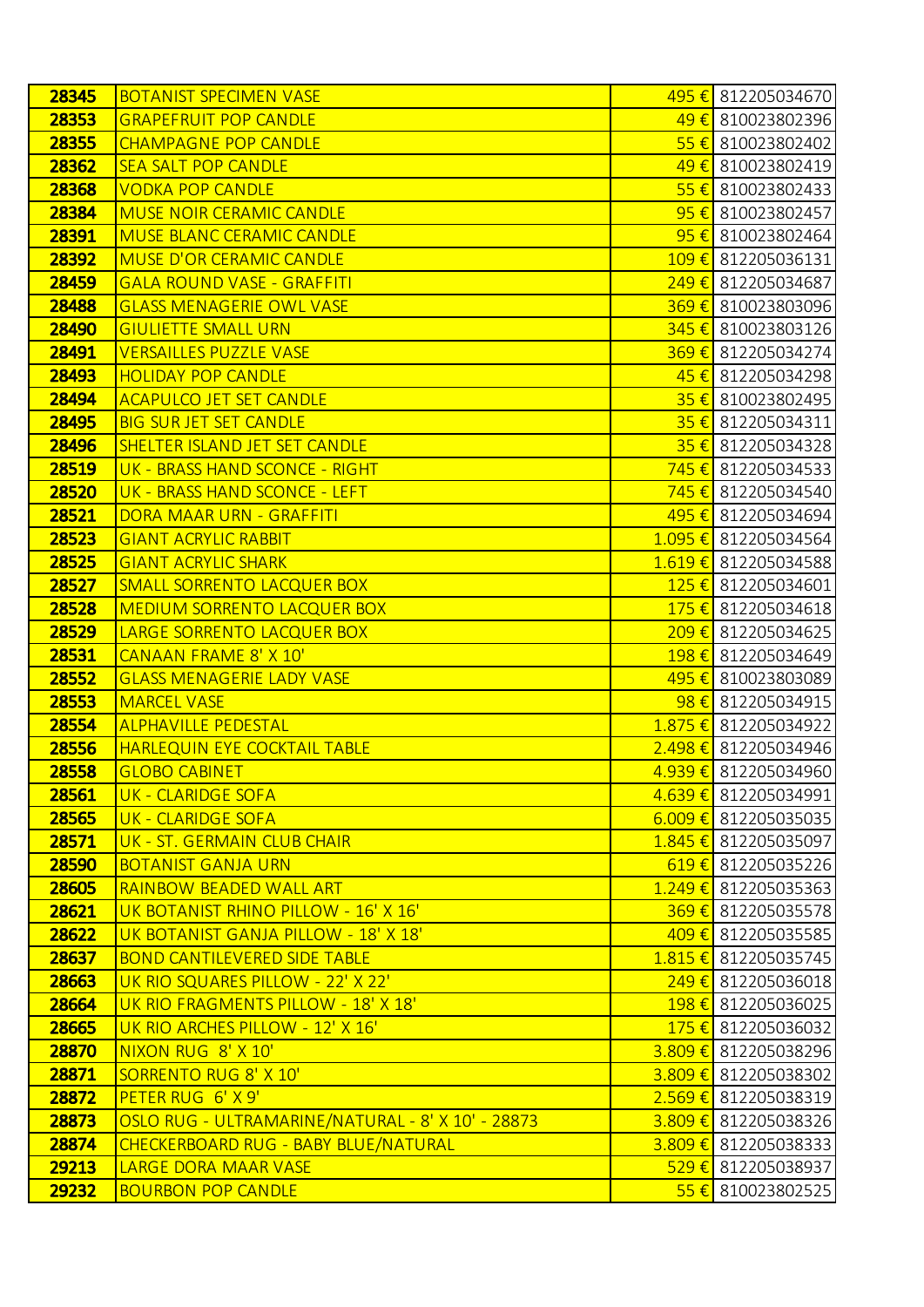| 28345 | BOTANIST SPECIMEN VASE | 495 € | 812205034670 |
|---|---|---|---|
| 28353 | GRAPEFRUIT POP CANDLE | 49 € | 810023802396 |
| 28355 | CHAMPAGNE POP CANDLE | 55 € | 810023802402 |
| 28362 | SEA SALT POP CANDLE | 49 € | 810023802419 |
| 28368 | VODKA POP CANDLE | 55 € | 810023802433 |
| 28384 | MUSE NOIR CERAMIC CANDLE | 95 € | 810023802457 |
| 28391 | MUSE BLANC CERAMIC CANDLE | 95 € | 810023802464 |
| 28392 | MUSE D'OR CERAMIC CANDLE | 109 € | 812205036131 |
| 28459 | GALA ROUND VASE - GRAFFITI | 249 € | 812205034687 |
| 28488 | GLASS MENAGERIE OWL VASE | 369 € | 810023803096 |
| 28490 | GIULIETTE SMALL URN | 345 € | 810023803126 |
| 28491 | VERSAILLES PUZZLE VASE | 369 € | 812205034274 |
| 28493 | HOLIDAY POP CANDLE | 45 € | 812205034298 |
| 28494 | ACAPULCO JET SET CANDLE | 35 € | 810023802495 |
| 28495 | BIG SUR JET SET CANDLE | 35 € | 812205034311 |
| 28496 | SHELTER ISLAND JET SET CANDLE | 35 € | 812205034328 |
| 28519 | UK - BRASS HAND SCONCE - RIGHT | 745 € | 812205034533 |
| 28520 | UK - BRASS HAND SCONCE - LEFT | 745 € | 812205034540 |
| 28521 | DORA MAAR URN - GRAFFITI | 495 € | 812205034694 |
| 28523 | GIANT ACRYLIC RABBIT | 1.095 € | 812205034564 |
| 28525 | GIANT ACRYLIC SHARK | 1.619 € | 812205034588 |
| 28527 | SMALL SORRENTO LACQUER BOX | 125 € | 812205034601 |
| 28528 | MEDIUM SORRENTO LACQUER BOX | 175 € | 812205034618 |
| 28529 | LARGE SORRENTO LACQUER BOX | 209 € | 812205034625 |
| 28531 | CANAAN FRAME 8' X 10' | 198 € | 812205034649 |
| 28552 | GLASS MENAGERIE LADY VASE | 495 € | 810023803089 |
| 28553 | MARCEL VASE | 98 € | 812205034915 |
| 28554 | ALPHAVILLE PEDESTAL | 1.875 € | 812205034922 |
| 28556 | HARLEQUIN EYE COCKTAIL TABLE | 2.498 € | 812205034946 |
| 28558 | GLOBO CABINET | 4.939 € | 812205034960 |
| 28561 | UK - CLARIDGE SOFA | 4.639 € | 812205034991 |
| 28565 | UK - CLARIDGE SOFA | 6.009 € | 812205035035 |
| 28571 | UK - ST. GERMAIN CLUB CHAIR | 1.845 € | 812205035097 |
| 28590 | BOTANIST GANJA URN | 619 € | 812205035226 |
| 28605 | RAINBOW BEADED WALL ART | 1.249 € | 812205035363 |
| 28621 | UK BOTANIST RHINO PILLOW - 16' X 16' | 369 € | 812205035578 |
| 28622 | UK BOTANIST GANJA PILLOW - 18' X 18' | 409 € | 812205035585 |
| 28637 | BOND CANTILEVERED SIDE TABLE | 1.815 € | 812205035745 |
| 28663 | UK RIO SQUARES PILLOW - 22' X 22' | 249 € | 812205036018 |
| 28664 | UK RIO FRAGMENTS PILLOW - 18' X 18' | 198 € | 812205036025 |
| 28665 | UK RIO ARCHES PILLOW - 12' X 16' | 175 € | 812205036032 |
| 28870 | NIXON RUG 8' X 10' | 3.809 € | 812205038296 |
| 28871 | SORRENTO RUG 8' X 10' | 3.809 € | 812205038302 |
| 28872 | PETER RUG 6' X 9' | 2.569 € | 812205038319 |
| 28873 | OSLO RUG - ULTRAMARINE/NATURAL - 8' X 10' - 28873 | 3.809 € | 812205038326 |
| 28874 | CHECKERBOARD RUG - BABY BLUE/NATURAL | 3.809 € | 812205038333 |
| 29213 | LARGE DORA MAAR VASE | 529 € | 812205038937 |
| 29232 | BOURBON POP CANDLE | 55 € | 810023802525 |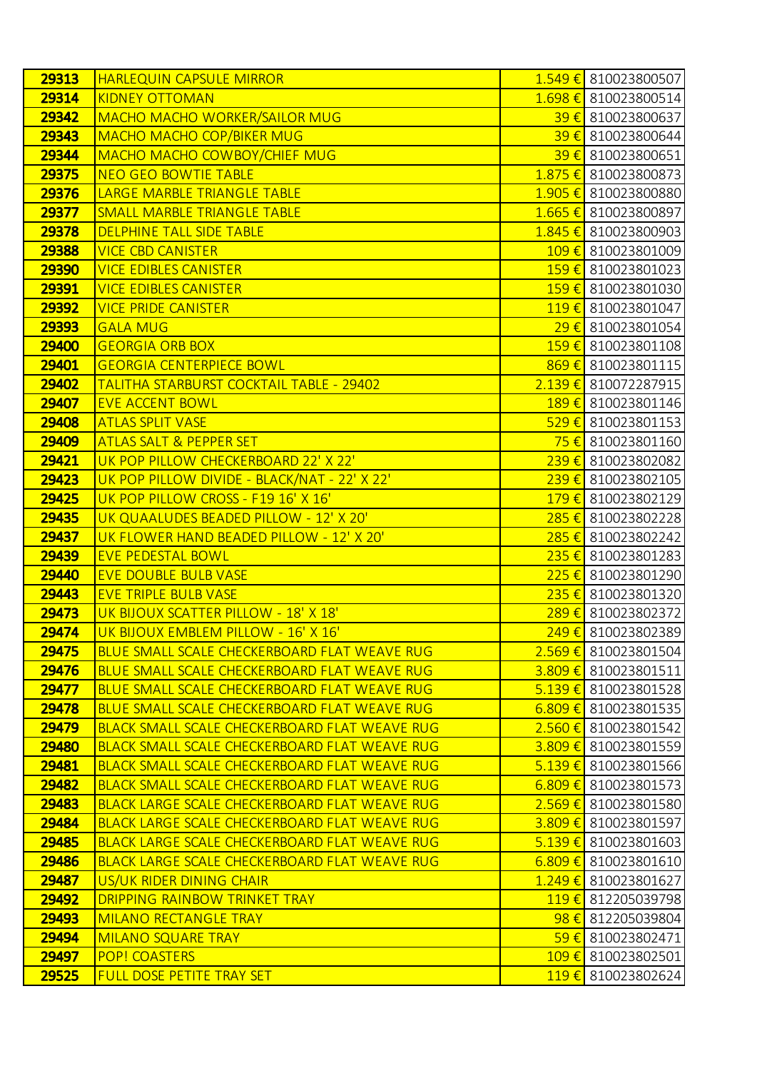| 29313 | HARLEQUIN CAPSULE MIRROR | 1.549 € | 810023800507 |
|---|---|---|---|
| 29314 | KIDNEY OTTOMAN | 1.698 € | 810023800514 |
| 29342 | MACHO MACHO WORKER/SAILOR MUG | 39 € | 810023800637 |
| 29343 | MACHO MACHO COP/BIKER MUG | 39 € | 810023800644 |
| 29344 | MACHO MACHO COWBOY/CHIEF MUG | 39 € | 810023800651 |
| 29375 | NEO GEO BOWTIE TABLE | 1.875 € | 810023800873 |
| 29376 | LARGE MARBLE TRIANGLE TABLE | 1.905 € | 810023800880 |
| 29377 | SMALL MARBLE TRIANGLE TABLE | 1.665 € | 810023800897 |
| 29378 | DELPHINE TALL SIDE TABLE | 1.845 € | 810023800903 |
| 29388 | VICE CBD CANISTER | 109 € | 810023801009 |
| 29390 | VICE EDIBLES CANISTER | 159 € | 810023801023 |
| 29391 | VICE EDIBLES CANISTER | 159 € | 810023801030 |
| 29392 | VICE PRIDE CANISTER | 119 € | 810023801047 |
| 29393 | GALA MUG | 29 € | 810023801054 |
| 29400 | GEORGIA ORB BOX | 159 € | 810023801108 |
| 29401 | GEORGIA CENTERPIECE BOWL | 869 € | 810023801115 |
| 29402 | TALITHA STARBURST COCKTAIL TABLE - 29402 | 2.139 € | 810072287915 |
| 29407 | EVE ACCENT BOWL | 189 € | 810023801146 |
| 29408 | ATLAS SPLIT VASE | 529 € | 810023801153 |
| 29409 | ATLAS SALT & PEPPER SET | 75 € | 810023801160 |
| 29421 | UK POP PILLOW CHECKERBOARD 22' X 22' | 239 € | 810023802082 |
| 29423 | UK POP PILLOW DIVIDE - BLACK/NAT - 22' X 22' | 239 € | 810023802105 |
| 29425 | UK POP PILLOW CROSS - F19 16' X 16' | 179 € | 810023802129 |
| 29435 | UK QUAALUDES BEADED PILLOW - 12' X 20' | 285 € | 810023802228 |
| 29437 | UK FLOWER HAND BEADED PILLOW - 12' X 20' | 285 € | 810023802242 |
| 29439 | EVE PEDESTAL BOWL | 235 € | 810023801283 |
| 29440 | EVE DOUBLE BULB VASE | 225 € | 810023801290 |
| 29443 | EVE TRIPLE BULB VASE | 235 € | 810023801320 |
| 29473 | UK BIJOUX SCATTER PILLOW - 18' X 18' | 289 € | 810023802372 |
| 29474 | UK BIJOUX EMBLEM PILLOW - 16' X 16' | 249 € | 810023802389 |
| 29475 | BLUE SMALL SCALE CHECKERBOARD FLAT WEAVE RUG | 2.569 € | 810023801504 |
| 29476 | BLUE SMALL SCALE CHECKERBOARD FLAT WEAVE RUG | 3.809 € | 810023801511 |
| 29477 | BLUE SMALL SCALE CHECKERBOARD FLAT WEAVE RUG | 5.139 € | 810023801528 |
| 29478 | BLUE SMALL SCALE CHECKERBOARD FLAT WEAVE RUG | 6.809 € | 810023801535 |
| 29479 | BLACK SMALL SCALE CHECKERBOARD FLAT WEAVE RUG | 2.560 € | 810023801542 |
| 29480 | BLACK SMALL SCALE CHECKERBOARD FLAT WEAVE RUG | 3.809 € | 810023801559 |
| 29481 | BLACK SMALL SCALE CHECKERBOARD FLAT WEAVE RUG | 5.139 € | 810023801566 |
| 29482 | BLACK SMALL SCALE CHECKERBOARD FLAT WEAVE RUG | 6.809 € | 810023801573 |
| 29483 | BLACK LARGE SCALE CHECKERBOARD FLAT WEAVE RUG | 2.569 € | 810023801580 |
| 29484 | BLACK LARGE SCALE CHECKERBOARD FLAT WEAVE RUG | 3.809 € | 810023801597 |
| 29485 | BLACK LARGE SCALE CHECKERBOARD FLAT WEAVE RUG | 5.139 € | 810023801603 |
| 29486 | BLACK LARGE SCALE CHECKERBOARD FLAT WEAVE RUG | 6.809 € | 810023801610 |
| 29487 | US/UK RIDER DINING CHAIR | 1.249 € | 810023801627 |
| 29492 | DRIPPING RAINBOW TRINKET TRAY | 119 € | 812205039798 |
| 29493 | MILANO RECTANGLE TRAY | 98 € | 812205039804 |
| 29494 | MILANO SQUARE TRAY | 59 € | 810023802471 |
| 29497 | POP! COASTERS | 109 € | 810023802501 |
| 29525 | FULL DOSE PETITE TRAY SET | 119 € | 810023802624 |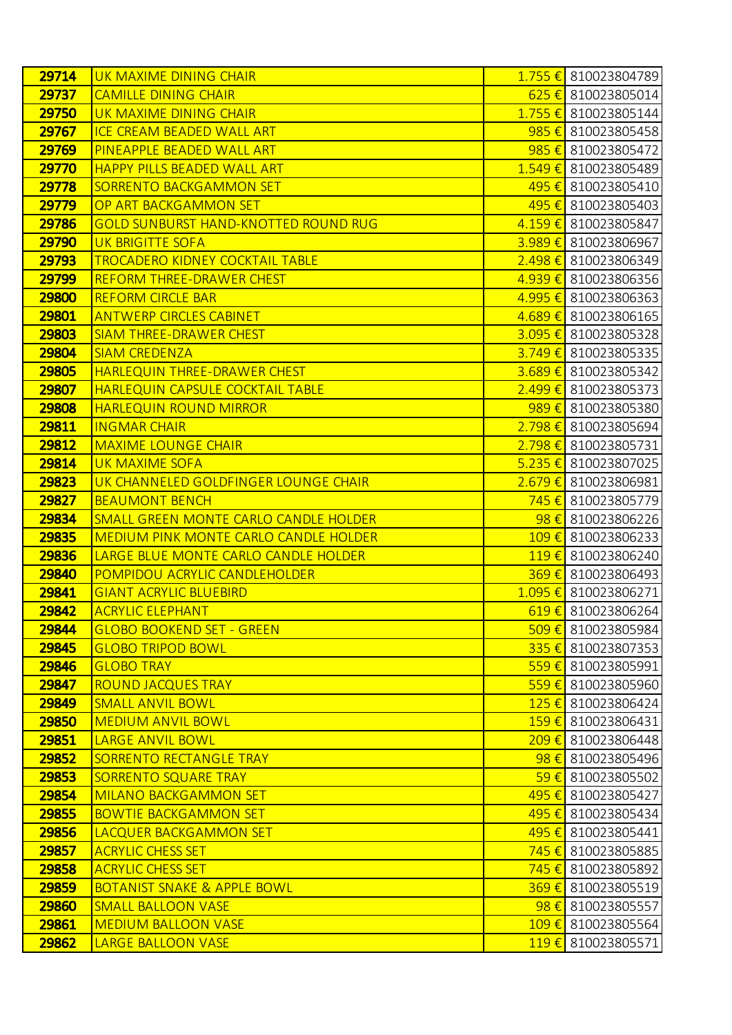| 29714 | UK MAXIME DINING CHAIR | 1.755 € | 810023804789 |
|---|---|---|---|
| 29737 | CAMILLE DINING CHAIR | 625 € | 810023805014 |
| 29750 | UK MAXIME DINING CHAIR | 1.755 € | 810023805144 |
| 29767 | ICE CREAM BEADED WALL ART | 985 € | 810023805458 |
| 29769 | PINEAPPLE BEADED WALL ART | 985 € | 810023805472 |
| 29770 | HAPPY PILLS BEADED WALL ART | 1.549 € | 810023805489 |
| 29778 | SORRENTO BACKGAMMON SET | 495 € | 810023805410 |
| 29779 | OP ART BACKGAMMON SET | 495 € | 810023805403 |
| 29786 | GOLD SUNBURST HAND-KNOTTED ROUND RUG | 4.159 € | 810023805847 |
| 29790 | UK BRIGITTE SOFA | 3.989 € | 810023806967 |
| 29793 | TROCADERO KIDNEY COCKTAIL TABLE | 2.498 € | 810023806349 |
| 29799 | REFORM THREE-DRAWER CHEST | 4.939 € | 810023806356 |
| 29800 | REFORM CIRCLE BAR | 4.995 € | 810023806363 |
| 29801 | ANTWERP CIRCLES CABINET | 4.689 € | 810023806165 |
| 29803 | SIAM THREE-DRAWER CHEST | 3.095 € | 810023805328 |
| 29804 | SIAM CREDENZA | 3.749 € | 810023805335 |
| 29805 | HARLEQUIN THREE-DRAWER CHEST | 3.689 € | 810023805342 |
| 29807 | HARLEQUIN CAPSULE COCKTAIL TABLE | 2.499 € | 810023805373 |
| 29808 | HARLEQUIN ROUND MIRROR | 989 € | 810023805380 |
| 29811 | INGMAR CHAIR | 2.798 € | 810023805694 |
| 29812 | MAXIME LOUNGE CHAIR | 2.798 € | 810023805731 |
| 29814 | UK MAXIME SOFA | 5.235 € | 810023807025 |
| 29823 | UK CHANNELED GOLDFINGER LOUNGE CHAIR | 2.679 € | 810023806981 |
| 29827 | BEAUMONT BENCH | 745 € | 810023805779 |
| 29834 | SMALL GREEN MONTE CARLO CANDLE HOLDER | 98 € | 810023806226 |
| 29835 | MEDIUM PINK MONTE CARLO CANDLE HOLDER | 109 € | 810023806233 |
| 29836 | LARGE BLUE MONTE CARLO CANDLE HOLDER | 119 € | 810023806240 |
| 29840 | POMPIDOU ACRYLIC CANDLEHOLDER | 369 € | 810023806493 |
| 29841 | GIANT ACRYLIC BLUEBIRD | 1.095 € | 810023806271 |
| 29842 | ACRYLIC ELEPHANT | 619 € | 810023806264 |
| 29844 | GLOBO BOOKEND SET - GREEN | 509 € | 810023805984 |
| 29845 | GLOBO TRIPOD BOWL | 335 € | 810023807353 |
| 29846 | GLOBO TRAY | 559 € | 810023805991 |
| 29847 | ROUND JACQUES TRAY | 559 € | 810023805960 |
| 29849 | SMALL ANVIL BOWL | 125 € | 810023806424 |
| 29850 | MEDIUM ANVIL BOWL | 159 € | 810023806431 |
| 29851 | LARGE ANVIL BOWL | 209 € | 810023806448 |
| 29852 | SORRENTO RECTANGLE TRAY | 98 € | 810023805496 |
| 29853 | SORRENTO SQUARE TRAY | 59 € | 810023805502 |
| 29854 | MILANO BACKGAMMON SET | 495 € | 810023805427 |
| 29855 | BOWTIE BACKGAMMON SET | 495 € | 810023805434 |
| 29856 | LACQUER BACKGAMMON SET | 495 € | 810023805441 |
| 29857 | ACRYLIC CHESS SET | 745 € | 810023805885 |
| 29858 | ACRYLIC CHESS SET | 745 € | 810023805892 |
| 29859 | BOTANIST SNAKE & APPLE BOWL | 369 € | 810023805519 |
| 29860 | SMALL BALLOON VASE | 98 € | 810023805557 |
| 29861 | MEDIUM BALLOON VASE | 109 € | 810023805564 |
| 29862 | LARGE BALLOON VASE | 119 € | 810023805571 |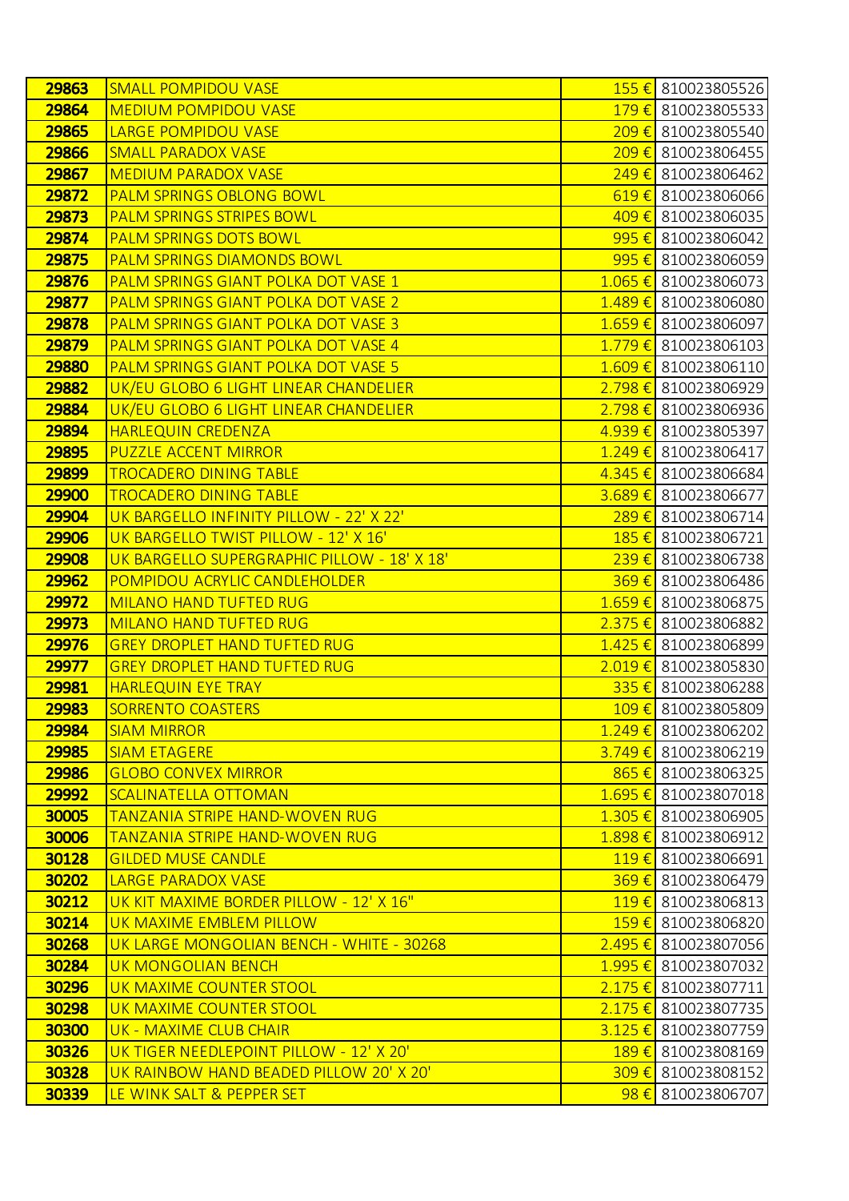| 29863 | SMALL POMPIDOU VASE | 155 € | 810023805526 |
|---|---|---|---|
| 29864 | MEDIUM POMPIDOU VASE | 179 € | 810023805533 |
| 29865 | LARGE POMPIDOU VASE | 209 € | 810023805540 |
| 29866 | SMALL PARADOX VASE | 209 € | 810023806455 |
| 29867 | MEDIUM PARADOX VASE | 249 € | 810023806462 |
| 29872 | PALM SPRINGS OBLONG BOWL | 619 € | 810023806066 |
| 29873 | PALM SPRINGS STRIPES BOWL | 409 € | 810023806035 |
| 29874 | PALM SPRINGS DOTS BOWL | 995 € | 810023806042 |
| 29875 | PALM SPRINGS DIAMONDS BOWL | 995 € | 810023806059 |
| 29876 | PALM SPRINGS GIANT POLKA DOT VASE 1 | 1.065 € | 810023806073 |
| 29877 | PALM SPRINGS GIANT POLKA DOT VASE 2 | 1.489 € | 810023806080 |
| 29878 | PALM SPRINGS GIANT POLKA DOT VASE 3 | 1.659 € | 810023806097 |
| 29879 | PALM SPRINGS GIANT POLKA DOT VASE 4 | 1.779 € | 810023806103 |
| 29880 | PALM SPRINGS GIANT POLKA DOT VASE 5 | 1.609 € | 810023806110 |
| 29882 | UK/EU GLOBO 6 LIGHT LINEAR CHANDELIER | 2.798 € | 810023806929 |
| 29884 | UK/EU GLOBO 6 LIGHT LINEAR CHANDELIER | 2.798 € | 810023806936 |
| 29894 | HARLEQUIN CREDENZA | 4.939 € | 810023805397 |
| 29895 | PUZZLE ACCENT MIRROR | 1.249 € | 810023806417 |
| 29899 | TROCADERO DINING TABLE | 4.345 € | 810023806684 |
| 29900 | TROCADERO DINING TABLE | 3.689 € | 810023806677 |
| 29904 | UK BARGELLO INFINITY PILLOW - 22' X 22' | 289 € | 810023806714 |
| 29906 | UK BARGELLO TWIST PILLOW - 12' X 16' | 185 € | 810023806721 |
| 29908 | UK BARGELLO SUPERGRAPHIC PILLOW - 18' X 18' | 239 € | 810023806738 |
| 29962 | POMPIDOU ACRYLIC CANDLEHOLDER | 369 € | 810023806486 |
| 29972 | MILANO HAND TUFTED RUG | 1.659 € | 810023806875 |
| 29973 | MILANO HAND TUFTED RUG | 2.375 € | 810023806882 |
| 29976 | GREY DROPLET HAND TUFTED RUG | 1.425 € | 810023806899 |
| 29977 | GREY DROPLET HAND TUFTED RUG | 2.019 € | 810023805830 |
| 29981 | HARLEQUIN EYE TRAY | 335 € | 810023806288 |
| 29983 | SORRENTO COASTERS | 109 € | 810023805809 |
| 29984 | SIAM MIRROR | 1.249 € | 810023806202 |
| 29985 | SIAM ETAGERE | 3.749 € | 810023806219 |
| 29986 | GLOBO CONVEX MIRROR | 865 € | 810023806325 |
| 29992 | SCALINATELLA OTTOMAN | 1.695 € | 810023807018 |
| 30005 | TANZANIA STRIPE HAND-WOVEN RUG | 1.305 € | 810023806905 |
| 30006 | TANZANIA STRIPE HAND-WOVEN RUG | 1.898 € | 810023806912 |
| 30128 | GILDED MUSE CANDLE | 119 € | 810023806691 |
| 30202 | LARGE PARADOX VASE | 369 € | 810023806479 |
| 30212 | UK KIT MAXIME BORDER PILLOW - 12' X 16" | 119 € | 810023806813 |
| 30214 | UK MAXIME EMBLEM PILLOW | 159 € | 810023806820 |
| 30268 | UK LARGE MONGOLIAN BENCH - WHITE - 30268 | 2.495 € | 810023807056 |
| 30284 | UK MONGOLIAN BENCH | 1.995 € | 810023807032 |
| 30296 | UK MAXIME COUNTER STOOL | 2.175 € | 810023807711 |
| 30298 | UK MAXIME COUNTER STOOL | 2.175 € | 810023807735 |
| 30300 | UK - MAXIME CLUB CHAIR | 3.125 € | 810023807759 |
| 30326 | UK TIGER NEEDLEPOINT PILLOW - 12' X 20' | 189 € | 810023808169 |
| 30328 | UK RAINBOW HAND BEADED PILLOW 20' X 20' | 309 € | 810023808152 |
| 30339 | LE WINK SALT & PEPPER SET | 98 € | 810023806707 |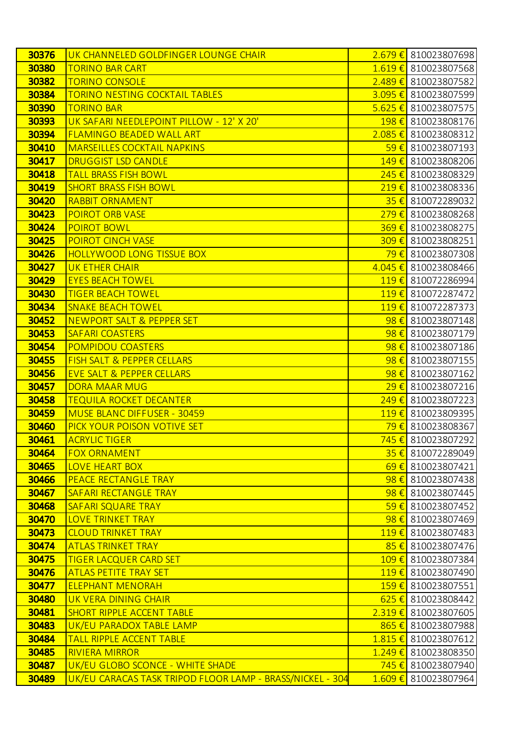| 30376 | UK CHANNELED GOLDFINGER LOUNGE CHAIR | 2.679 € | 810023807698 |
|---|---|---|---|
| 30380 | TORINO BAR CART | 1.619 € | 810023807568 |
| 30382 | TORINO CONSOLE | 2.489 € | 810023807582 |
| 30384 | TORINO NESTING COCKTAIL TABLES | 3.095 € | 810023807599 |
| 30390 | TORINO BAR | 5.625 € | 810023807575 |
| 30393 | UK SAFARI NEEDLEPOINT PILLOW - 12' X 20' | 198 € | 810023808176 |
| 30394 | FLAMINGO BEADED WALL ART | 2.085 € | 810023808312 |
| 30410 | MARSEILLES COCKTAIL NAPKINS | 59 € | 810023807193 |
| 30417 | DRUGGIST LSD CANDLE | 149 € | 810023808206 |
| 30418 | TALL BRASS FISH BOWL | 245 € | 810023808329 |
| 30419 | SHORT BRASS FISH BOWL | 219 € | 810023808336 |
| 30420 | RABBIT ORNAMENT | 35 € | 810072289032 |
| 30423 | POIROT ORB VASE | 279 € | 810023808268 |
| 30424 | POIROT BOWL | 369 € | 810023808275 |
| 30425 | POIROT CINCH VASE | 309 € | 810023808251 |
| 30426 | HOLLYWOOD LONG TISSUE BOX | 79 € | 810023807308 |
| 30427 | UK ETHER CHAIR | 4.045 € | 810023808466 |
| 30429 | EYES BEACH TOWEL | 119 € | 810072286994 |
| 30430 | TIGER BEACH TOWEL | 119 € | 810072287472 |
| 30434 | SNAKE BEACH TOWEL | 119 € | 810072287373 |
| 30452 | NEWPORT SALT & PEPPER SET | 98 € | 810023807148 |
| 30453 | SAFARI COASTERS | 98 € | 810023807179 |
| 30454 | POMPIDOU COASTERS | 98 € | 810023807186 |
| 30455 | FISH SALT & PEPPER CELLARS | 98 € | 810023807155 |
| 30456 | EVE SALT & PEPPER CELLARS | 98 € | 810023807162 |
| 30457 | DORA MAAR MUG | 29 € | 810023807216 |
| 30458 | TEQUILA ROCKET DECANTER | 249 € | 810023807223 |
| 30459 | MUSE BLANC DIFFUSER - 30459 | 119 € | 810023809395 |
| 30460 | PICK YOUR POISON VOTIVE SET | 79 € | 810023808367 |
| 30461 | ACRYLIC TIGER | 745 € | 810023807292 |
| 30464 | FOX ORNAMENT | 35 € | 810072289049 |
| 30465 | LOVE HEART BOX | 69 € | 810023807421 |
| 30466 | PEACE RECTANGLE TRAY | 98 € | 810023807438 |
| 30467 | SAFARI RECTANGLE TRAY | 98 € | 810023807445 |
| 30468 | SAFARI SQUARE TRAY | 59 € | 810023807452 |
| 30470 | LOVE TRINKET TRAY | 98 € | 810023807469 |
| 30473 | CLOUD TRINKET TRAY | 119 € | 810023807483 |
| 30474 | ATLAS TRINKET TRAY | 85 € | 810023807476 |
| 30475 | TIGER LACQUER CARD SET | 109 € | 810023807384 |
| 30476 | ATLAS PETITE TRAY SET | 119 € | 810023807490 |
| 30477 | ELEPHANT MENORAH | 159 € | 810023807551 |
| 30480 | UK VERA DINING CHAIR | 625 € | 810023808442 |
| 30481 | SHORT RIPPLE ACCENT TABLE | 2.319 € | 810023807605 |
| 30483 | UK/EU PARADOX TABLE LAMP | 865 € | 810023807988 |
| 30484 | TALL RIPPLE ACCENT TABLE | 1.815 € | 810023807612 |
| 30485 | RIVIERA MIRROR | 1.249 € | 810023808350 |
| 30487 | UK/EU GLOBO SCONCE - WHITE SHADE | 745 € | 810023807940 |
| 30489 | UK/EU CARACAS TASK TRIPOD FLOOR LAMP - BRASS/NICKEL - 304 | 1.609 € | 810023807964 |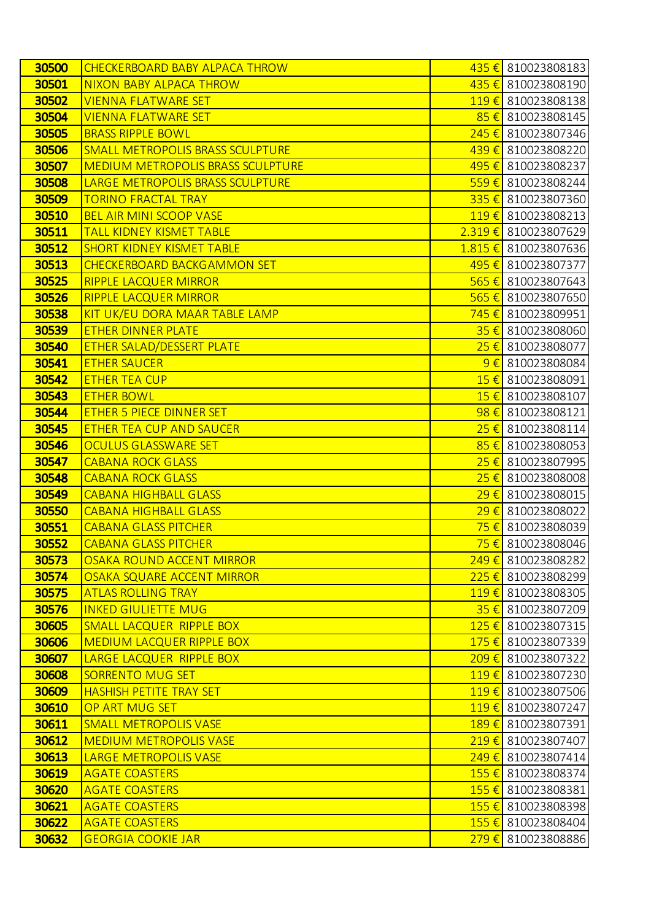| | | | |
|---|---|---|---|
| **30500** | CHECKERBOARD BABY ALPACA THROW | 435 € | 810023808183 |
| **30501** | NIXON BABY ALPACA THROW | 435 € | 810023808190 |
| **30502** | VIENNA FLATWARE SET | 119 € | 810023808138 |
| **30504** | VIENNA FLATWARE SET | 85 € | 810023808145 |
| **30505** | BRASS RIPPLE BOWL | 245 € | 810023807346 |
| **30506** | SMALL METROPOLIS BRASS SCULPTURE | 439 € | 810023808220 |
| **30507** | MEDIUM METROPOLIS BRASS SCULPTURE | 495 € | 810023808237 |
| **30508** | LARGE METROPOLIS BRASS SCULPTURE | 559 € | 810023808244 |
| **30509** | TORINO FRACTAL TRAY | 335 € | 810023807360 |
| **30510** | BEL AIR MINI SCOOP VASE | 119 € | 810023808213 |
| **30511** | TALL KIDNEY KISMET TABLE | 2.319 € | 810023807629 |
| **30512** | SHORT KIDNEY KISMET TABLE | 1.815 € | 810023807636 |
| **30513** | CHECKERBOARD BACKGAMMON SET | 495 € | 810023807377 |
| **30525** | RIPPLE LACQUER MIRROR | 565 € | 810023807643 |
| **30526** | RIPPLE LACQUER MIRROR | 565 € | 810023807650 |
| **30538** | KIT UK/EU DORA MAAR TABLE LAMP | 745 € | 810023809951 |
| **30539** | ETHER DINNER PLATE | 35 € | 810023808060 |
| **30540** | ETHER SALAD/DESSERT PLATE | 25 € | 810023808077 |
| **30541** | ETHER SAUCER | 9 € | 810023808084 |
| **30542** | ETHER TEA CUP | 15 € | 810023808091 |
| **30543** | ETHER BOWL | 15 € | 810023808107 |
| **30544** | ETHER 5 PIECE DINNER SET | 98 € | 810023808121 |
| **30545** | ETHER TEA CUP AND SAUCER | 25 € | 810023808114 |
| **30546** | OCULUS GLASSWARE SET | 85 € | 810023808053 |
| **30547** | CABANA ROCK GLASS | 25 € | 810023807995 |
| **30548** | CABANA ROCK GLASS | 25 € | 810023808008 |
| **30549** | CABANA HIGHBALL GLASS | 29 € | 810023808015 |
| **30550** | CABANA HIGHBALL GLASS | 29 € | 810023808022 |
| **30551** | CABANA GLASS PITCHER | 75 € | 810023808039 |
| **30552** | CABANA GLASS PITCHER | 75 € | 810023808046 |
| **30573** | OSAKA ROUND ACCENT MIRROR | 249 € | 810023808282 |
| **30574** | OSAKA SQUARE ACCENT MIRROR | 225 € | 810023808299 |
| **30575** | ATLAS ROLLING TRAY | 119 € | 810023808305 |
| **30576** | INKED GIULIETTE MUG | 35 € | 810023807209 |
| **30605** | SMALL LACQUER RIPPLE BOX | 125 € | 810023807315 |
| **30606** | MEDIUM LACQUER RIPPLE BOX | 175 € | 810023807339 |
| **30607** | LARGE LACQUER RIPPLE BOX | 209 € | 810023807322 |
| **30608** | SORRENTO MUG SET | 119 € | 810023807230 |
| **30609** | HASHISH PETITE TRAY SET | 119 € | 810023807506 |
| **30610** | OP ART MUG SET | 119 € | 810023807247 |
| **30611** | SMALL METROPOLIS VASE | 189 € | 810023807391 |
| **30612** | MEDIUM METROPOLIS VASE | 219 € | 810023807407 |
| **30613** | LARGE METROPOLIS VASE | 249 € | 810023807414 |
| **30619** | AGATE COASTERS | 155 € | 810023808374 |
| **30620** | AGATE COASTERS | 155 € | 810023808381 |
| **30621** | AGATE COASTERS | 155 € | 810023808398 |
| **30622** | AGATE COASTERS | 155 € | 810023808404 |
| **30632** | GEORGIA COOKIE JAR | 279 € | 810023808886 |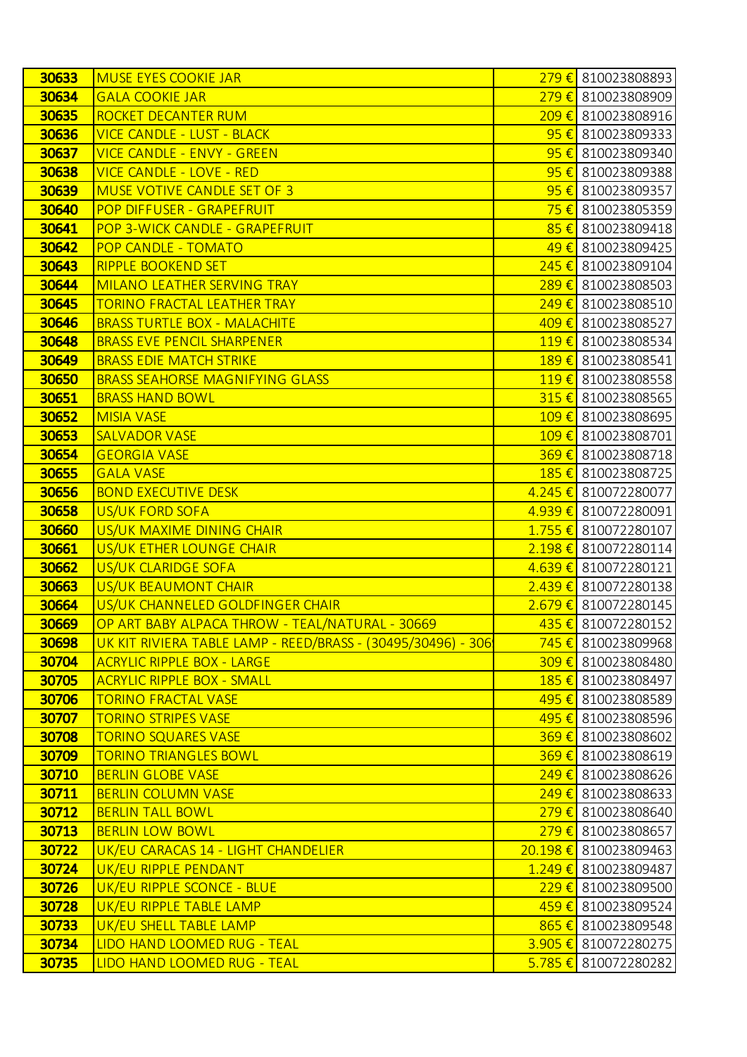| | | | |
|---|---|---|---|
| **30633** | MUSE EYES COOKIE JAR | 279 € | 810023808893 |
| **30634** | GALA COOKIE JAR | 279 € | 810023808909 |
| **30635** | ROCKET DECANTER RUM | 209 € | 810023808916 |
| **30636** | VICE CANDLE - LUST - BLACK | 95 € | 810023809333 |
| **30637** | VICE CANDLE - ENVY - GREEN | 95 € | 810023809340 |
| **30638** | VICE CANDLE - LOVE - RED | 95 € | 810023809388 |
| **30639** | MUSE VOTIVE CANDLE SET OF 3 | 95 € | 810023809357 |
| **30640** | POP DIFFUSER - GRAPEFRUIT | 75 € | 810023805359 |
| **30641** | POP 3-WICK CANDLE - GRAPEFRUIT | 85 € | 810023809418 |
| **30642** | POP CANDLE - TOMATO | 49 € | 810023809425 |
| **30643** | RIPPLE BOOKEND SET | 245 € | 810023809104 |
| **30644** | MILANO LEATHER SERVING TRAY | 289 € | 810023808503 |
| **30645** | TORINO FRACTAL LEATHER TRAY | 249 € | 810023808510 |
| **30646** | BRASS TURTLE BOX - MALACHITE | 409 € | 810023808527 |
| **30648** | BRASS EVE PENCIL SHARPENER | 119 € | 810023808534 |
| **30649** | BRASS EDIE MATCH STRIKE | 189 € | 810023808541 |
| **30650** | BRASS SEAHORSE MAGNIFYING GLASS | 119 € | 810023808558 |
| **30651** | BRASS HAND BOWL | 315 € | 810023808565 |
| **30652** | MISIA VASE | 109 € | 810023808695 |
| **30653** | SALVADOR VASE | 109 € | 810023808701 |
| **30654** | GEORGIA VASE | 369 € | 810023808718 |
| **30655** | GALA VASE | 185 € | 810023808725 |
| **30656** | BOND EXECUTIVE DESK | 4.245 € | 810072280077 |
| **30658** | US/UK FORD SOFA | 4.939 € | 810072280091 |
| **30660** | US/UK MAXIME DINING CHAIR | 1.755 € | 810072280107 |
| **30661** | US/UK ETHER LOUNGE CHAIR | 2.198 € | 810072280114 |
| **30662** | US/UK CLARIDGE SOFA | 4.639 € | 810072280121 |
| **30663** | US/UK BEAUMONT CHAIR | 2.439 € | 810072280138 |
| **30664** | US/UK CHANNELED GOLDFINGER CHAIR | 2.679 € | 810072280145 |
| **30669** | OP ART BABY ALPACA THROW - TEAL/NATURAL - 30669 | 435 € | 810072280152 |
| **30698** | UK KIT RIVIERA TABLE LAMP - REED/BRASS - (30495/30496) - 306 | 745 € | 810023809968 |
| **30704** | ACRYLIC RIPPLE BOX - LARGE | 309 € | 810023808480 |
| **30705** | ACRYLIC RIPPLE BOX - SMALL | 185 € | 810023808497 |
| **30706** | TORINO FRACTAL VASE | 495 € | 810023808589 |
| **30707** | TORINO STRIPES VASE | 495 € | 810023808596 |
| **30708** | TORINO SQUARES VASE | 369 € | 810023808602 |
| **30709** | TORINO TRIANGLES BOWL | 369 € | 810023808619 |
| **30710** | BERLIN GLOBE VASE | 249 € | 810023808626 |
| **30711** | BERLIN COLUMN VASE | 249 € | 810023808633 |
| **30712** | BERLIN TALL BOWL | 279 € | 810023808640 |
| **30713** | BERLIN LOW BOWL | 279 € | 810023808657 |
| **30722** | UK/EU CARACAS 14 - LIGHT CHANDELIER | 20.198 € | 810023809463 |
| **30724** | UK/EU RIPPLE PENDANT | 1.249 € | 810023809487 |
| **30726** | UK/EU RIPPLE SCONCE - BLUE | 229 € | 810023809500 |
| **30728** | UK/EU RIPPLE TABLE LAMP | 459 € | 810023809524 |
| **30733** | UK/EU SHELL TABLE LAMP | 865 € | 810023809548 |
| **30734** | LIDO HAND LOOMED RUG - TEAL | 3.905 € | 810072280275 |
| **30735** | LIDO HAND LOOMED RUG - TEAL | 5.785 € | 810072280282 |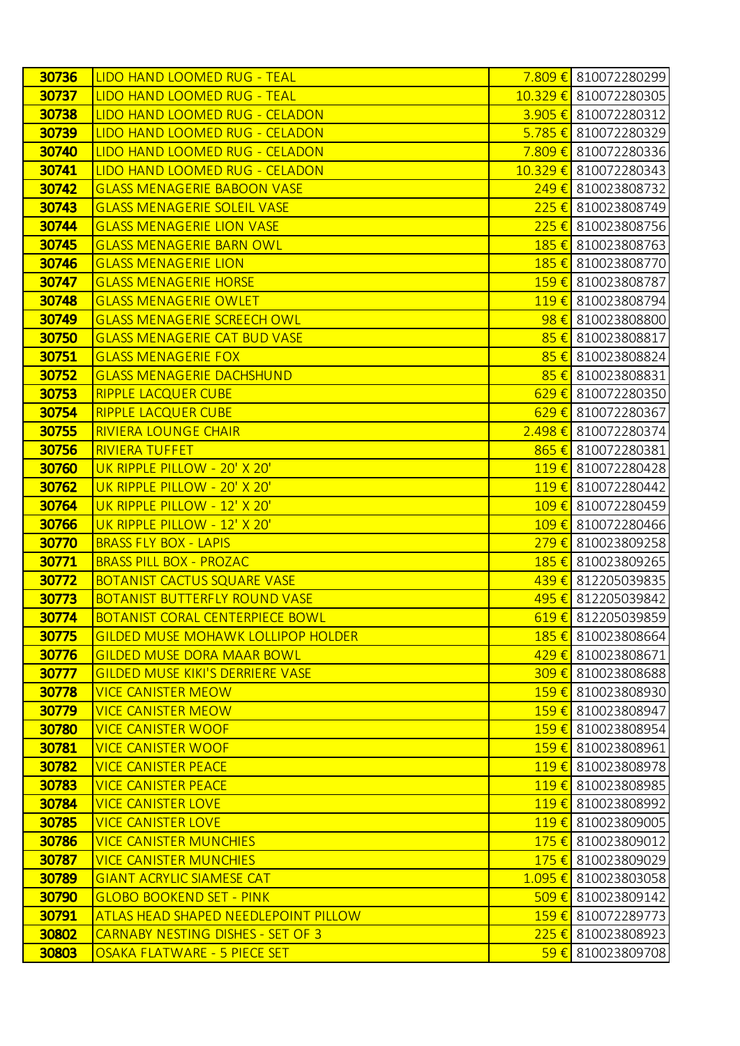| 30736 | LIDO HAND LOOMED RUG - TEAL | 7.809 € | 810072280299 |
|---|---|---|---|
| 30737 | LIDO HAND LOOMED RUG - TEAL | 10.329 € | 810072280305 |
| 30738 | LIDO HAND LOOMED RUG - CELADON | 3.905 € | 810072280312 |
| 30739 | LIDO HAND LOOMED RUG - CELADON | 5.785 € | 810072280329 |
| 30740 | LIDO HAND LOOMED RUG - CELADON | 7.809 € | 810072280336 |
| 30741 | LIDO HAND LOOMED RUG - CELADON | 10.329 € | 810072280343 |
| 30742 | GLASS MENAGERIE BABOON VASE | 249 € | 810023808732 |
| 30743 | GLASS MENAGERIE SOLEIL VASE | 225 € | 810023808749 |
| 30744 | GLASS MENAGERIE LION VASE | 225 € | 810023808756 |
| 30745 | GLASS MENAGERIE BARN OWL | 185 € | 810023808763 |
| 30746 | GLASS MENAGERIE LION | 185 € | 810023808770 |
| 30747 | GLASS MENAGERIE HORSE | 159 € | 810023808787 |
| 30748 | GLASS MENAGERIE OWLET | 119 € | 810023808794 |
| 30749 | GLASS MENAGERIE SCREECH OWL | 98 € | 810023808800 |
| 30750 | GLASS MENAGERIE CAT BUD VASE | 85 € | 810023808817 |
| 30751 | GLASS MENAGERIE FOX | 85 € | 810023808824 |
| 30752 | GLASS MENAGERIE DACHSHUND | 85 € | 810023808831 |
| 30753 | RIPPLE LACQUER CUBE | 629 € | 810072280350 |
| 30754 | RIPPLE LACQUER CUBE | 629 € | 810072280367 |
| 30755 | RIVIERA LOUNGE CHAIR | 2.498 € | 810072280374 |
| 30756 | RIVIERA TUFFET | 865 € | 810072280381 |
| 30760 | UK RIPPLE PILLOW - 20' X 20' | 119 € | 810072280428 |
| 30762 | UK RIPPLE PILLOW - 20' X 20' | 119 € | 810072280442 |
| 30764 | UK RIPPLE PILLOW - 12' X 20' | 109 € | 810072280459 |
| 30766 | UK RIPPLE PILLOW - 12' X 20' | 109 € | 810072280466 |
| 30770 | BRASS FLY BOX - LAPIS | 279 € | 810023809258 |
| 30771 | BRASS PILL BOX - PROZAC | 185 € | 810023809265 |
| 30772 | BOTANIST CACTUS SQUARE VASE | 439 € | 812205039835 |
| 30773 | BOTANIST BUTTERFLY ROUND VASE | 495 € | 812205039842 |
| 30774 | BOTANIST CORAL CENTERPIECE BOWL | 619 € | 812205039859 |
| 30775 | GILDED MUSE MOHAWK LOLLIPOP HOLDER | 185 € | 810023808664 |
| 30776 | GILDED MUSE DORA MAAR BOWL | 429 € | 810023808671 |
| 30777 | GILDED MUSE KIKI'S DERRIERE VASE | 309 € | 810023808688 |
| 30778 | VICE CANISTER MEOW | 159 € | 810023808930 |
| 30779 | VICE CANISTER MEOW | 159 € | 810023808947 |
| 30780 | VICE CANISTER WOOF | 159 € | 810023808954 |
| 30781 | VICE CANISTER WOOF | 159 € | 810023808961 |
| 30782 | VICE CANISTER PEACE | 119 € | 810023808978 |
| 30783 | VICE CANISTER PEACE | 119 € | 810023808985 |
| 30784 | VICE CANISTER LOVE | 119 € | 810023808992 |
| 30785 | VICE CANISTER LOVE | 119 € | 810023809005 |
| 30786 | VICE CANISTER MUNCHIES | 175 € | 810023809012 |
| 30787 | VICE CANISTER MUNCHIES | 175 € | 810023809029 |
| 30789 | GIANT ACRYLIC SIAMESE CAT | 1.095 € | 810023803058 |
| 30790 | GLOBO BOOKEND SET - PINK | 509 € | 810023809142 |
| 30791 | ATLAS HEAD SHAPED NEEDLEPOINT PILLOW | 159 € | 810072289773 |
| 30802 | CARNABY NESTING DISHES - SET OF 3 | 225 € | 810023808923 |
| 30803 | OSAKA FLATWARE - 5 PIECE SET | 59 € | 810023809708 |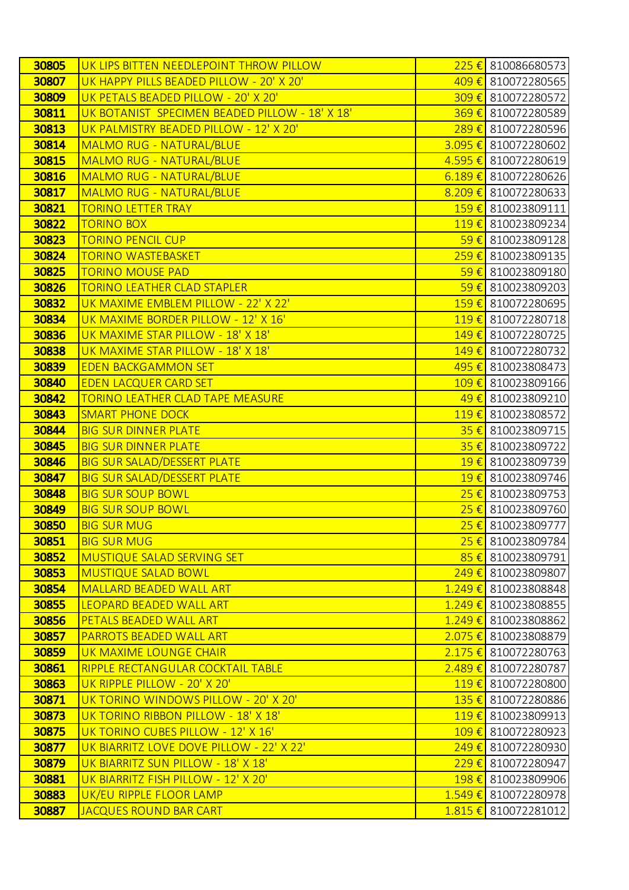| | | | |
|---|---|---|---|
| **30805** | UK LIPS BITTEN NEEDLEPOINT THROW PILLOW | 225 € | 810086680573 |
| **30807** | UK HAPPY PILLS BEADED PILLOW - 20' X 20' | 409 € | 810072280565 |
| **30809** | UK PETALS BEADED PILLOW - 20' X 20' | 309 € | 810072280572 |
| **30811** | UK BOTANIST SPECIMEN BEADED PILLOW - 18' X 18' | 369 € | 810072280589 |
| **30813** | UK PALMISTRY BEADED PILLOW - 12' X 20' | 289 € | 810072280596 |
| **30814** | MALMO RUG - NATURAL/BLUE | 3.095 € | 810072280602 |
| **30815** | MALMO RUG - NATURAL/BLUE | 4.595 € | 810072280619 |
| **30816** | MALMO RUG - NATURAL/BLUE | 6.189 € | 810072280626 |
| **30817** | MALMO RUG - NATURAL/BLUE | 8.209 € | 810072280633 |
| **30821** | TORINO LETTER TRAY | 159 € | 810023809111 |
| **30822** | TORINO BOX | 119 € | 810023809234 |
| **30823** | TORINO PENCIL CUP | 59 € | 810023809128 |
| **30824** | TORINO WASTEBASKET | 259 € | 810023809135 |
| **30825** | TORINO MOUSE PAD | 59 € | 810023809180 |
| **30826** | TORINO LEATHER CLAD STAPLER | 59 € | 810023809203 |
| **30832** | UK MAXIME EMBLEM PILLOW - 22' X 22' | 159 € | 810072280695 |
| **30834** | UK MAXIME BORDER PILLOW - 12' X 16' | 119 € | 810072280718 |
| **30836** | UK MAXIME STAR PILLOW - 18' X 18' | 149 € | 810072280725 |
| **30838** | UK MAXIME STAR PILLOW - 18' X 18' | 149 € | 810072280732 |
| **30839** | EDEN BACKGAMMON SET | 495 € | 810023808473 |
| **30840** | EDEN LACQUER CARD SET | 109 € | 810023809166 |
| **30842** | TORINO LEATHER CLAD TAPE MEASURE | 49 € | 810023809210 |
| **30843** | SMART PHONE DOCK | 119 € | 810023808572 |
| **30844** | BIG SUR DINNER PLATE | 35 € | 810023809715 |
| **30845** | BIG SUR DINNER PLATE | 35 € | 810023809722 |
| **30846** | BIG SUR SALAD/DESSERT PLATE | 19 € | 810023809739 |
| **30847** | BIG SUR SALAD/DESSERT PLATE | 19 € | 810023809746 |
| **30848** | BIG SUR SOUP BOWL | 25 € | 810023809753 |
| **30849** | BIG SUR SOUP BOWL | 25 € | 810023809760 |
| **30850** | BIG SUR MUG | 25 € | 810023809777 |
| **30851** | BIG SUR MUG | 25 € | 810023809784 |
| **30852** | MUSTIQUE SALAD SERVING SET | 85 € | 810023809791 |
| **30853** | MUSTIQUE SALAD BOWL | 249 € | 810023809807 |
| **30854** | MALLARD BEADED WALL ART | 1.249 € | 810023808848 |
| **30855** | LEOPARD BEADED WALL ART | 1.249 € | 810023808855 |
| **30856** | PETALS BEADED WALL ART | 1.249 € | 810023808862 |
| **30857** | PARROTS BEADED WALL ART | 2.075 € | 810023808879 |
| **30859** | UK MAXIME LOUNGE CHAIR | 2.175 € | 810072280763 |
| **30861** | RIPPLE RECTANGULAR COCKTAIL TABLE | 2.489 € | 810072280787 |
| **30863** | UK RIPPLE PILLOW - 20' X 20' | 119 € | 810072280800 |
| **30871** | UK TORINO WINDOWS PILLOW - 20' X 20' | 135 € | 810072280886 |
| **30873** | UK TORINO RIBBON PILLOW - 18' X 18' | 119 € | 810023809913 |
| **30875** | UK TORINO CUBES PILLOW - 12' X 16' | 109 € | 810072280923 |
| **30877** | UK BIARRITZ LOVE DOVE PILLOW - 22' X 22' | 249 € | 810072280930 |
| **30879** | UK BIARRITZ SUN PILLOW - 18' X 18' | 229 € | 810072280947 |
| **30881** | UK BIARRITZ FISH PILLOW - 12' X 20' | 198 € | 810023809906 |
| **30883** | UK/EU RIPPLE FLOOR LAMP | 1.549 € | 810072280978 |
| **30887** | JACQUES ROUND BAR CART | 1.815 € | 810072281012 |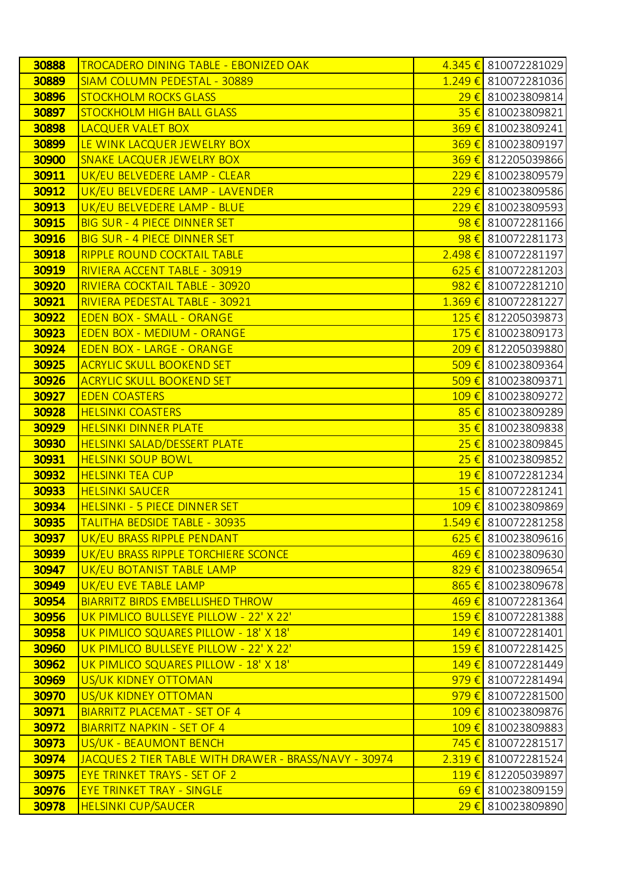| 30888 | TROCADERO DINING TABLE - EBONIZED OAK | 4.345 € | 810072281029 |
|---|---|---|---|
| 30889 | SIAM COLUMN PEDESTAL - 30889 | 1.249 € | 810072281036 |
| 30896 | STOCKHOLM ROCKS GLASS | 29 € | 810023809814 |
| 30897 | STOCKHOLM HIGH BALL GLASS | 35 € | 810023809821 |
| 30898 | LACQUER VALET BOX | 369 € | 810023809241 |
| 30899 | LE WINK LACQUER JEWELRY BOX | 369 € | 810023809197 |
| 30900 | SNAKE LACQUER JEWELRY BOX | 369 € | 812205039866 |
| 30911 | UK/EU BELVEDERE LAMP - CLEAR | 229 € | 810023809579 |
| 30912 | UK/EU BELVEDERE LAMP - LAVENDER | 229 € | 810023809586 |
| 30913 | UK/EU BELVEDERE LAMP - BLUE | 229 € | 810023809593 |
| 30915 | BIG SUR - 4 PIECE DINNER SET | 98 € | 810072281166 |
| 30916 | BIG SUR - 4 PIECE DINNER SET | 98 € | 810072281173 |
| 30918 | RIPPLE ROUND COCKTAIL TABLE | 2.498 € | 810072281197 |
| 30919 | RIVIERA ACCENT TABLE - 30919 | 625 € | 810072281203 |
| 30920 | RIVIERA COCKTAIL TABLE - 30920 | 982 € | 810072281210 |
| 30921 | RIVIERA PEDESTAL TABLE - 30921 | 1.369 € | 810072281227 |
| 30922 | EDEN BOX - SMALL - ORANGE | 125 € | 812205039873 |
| 30923 | EDEN BOX - MEDIUM - ORANGE | 175 € | 810023809173 |
| 30924 | EDEN BOX - LARGE - ORANGE | 209 € | 812205039880 |
| 30925 | ACRYLIC SKULL BOOKEND SET | 509 € | 810023809364 |
| 30926 | ACRYLIC SKULL BOOKEND SET | 509 € | 810023809371 |
| 30927 | EDEN COASTERS | 109 € | 810023809272 |
| 30928 | HELSINKI COASTERS | 85 € | 810023809289 |
| 30929 | HELSINKI DINNER PLATE | 35 € | 810023809838 |
| 30930 | HELSINKI SALAD/DESSERT PLATE | 25 € | 810023809845 |
| 30931 | HELSINKI SOUP BOWL | 25 € | 810023809852 |
| 30932 | HELSINKI TEA CUP | 19 € | 810072281234 |
| 30933 | HELSINKI SAUCER | 15 € | 810072281241 |
| 30934 | HELSINKI - 5 PIECE DINNER SET | 109 € | 810023809869 |
| 30935 | TALITHA BEDSIDE TABLE - 30935 | 1.549 € | 810072281258 |
| 30937 | UK/EU BRASS RIPPLE PENDANT | 625 € | 810023809616 |
| 30939 | UK/EU BRASS RIPPLE TORCHIERE SCONCE | 469 € | 810023809630 |
| 30947 | UK/EU BOTANIST TABLE LAMP | 829 € | 810023809654 |
| 30949 | UK/EU EVE TABLE LAMP | 865 € | 810023809678 |
| 30954 | BIARRITZ BIRDS EMBELLISHED THROW | 469 € | 810072281364 |
| 30956 | UK PIMLICO BULLSEYE PILLOW - 22' X 22' | 159 € | 810072281388 |
| 30958 | UK PIMLICO SQUARES PILLOW - 18' X 18' | 149 € | 810072281401 |
| 30960 | UK PIMLICO BULLSEYE PILLOW - 22' X 22' | 159 € | 810072281425 |
| 30962 | UK PIMLICO SQUARES PILLOW - 18' X 18' | 149 € | 810072281449 |
| 30969 | US/UK KIDNEY OTTOMAN | 979 € | 810072281494 |
| 30970 | US/UK KIDNEY OTTOMAN | 979 € | 810072281500 |
| 30971 | BIARRITZ PLACEMAT - SET OF 4 | 109 € | 810023809876 |
| 30972 | BIARRITZ NAPKIN - SET OF 4 | 109 € | 810023809883 |
| 30973 | US/UK - BEAUMONT BENCH | 745 € | 810072281517 |
| 30974 | JACQUES 2 TIER TABLE WITH DRAWER - BRASS/NAVY - 30974 | 2.319 € | 810072281524 |
| 30975 | EYE TRINKET TRAYS - SET OF 2 | 119 € | 812205039897 |
| 30976 | EYE TRINKET TRAY - SINGLE | 69 € | 810023809159 |
| 30978 | HELSINKI CUP/SAUCER | 29 € | 810023809890 |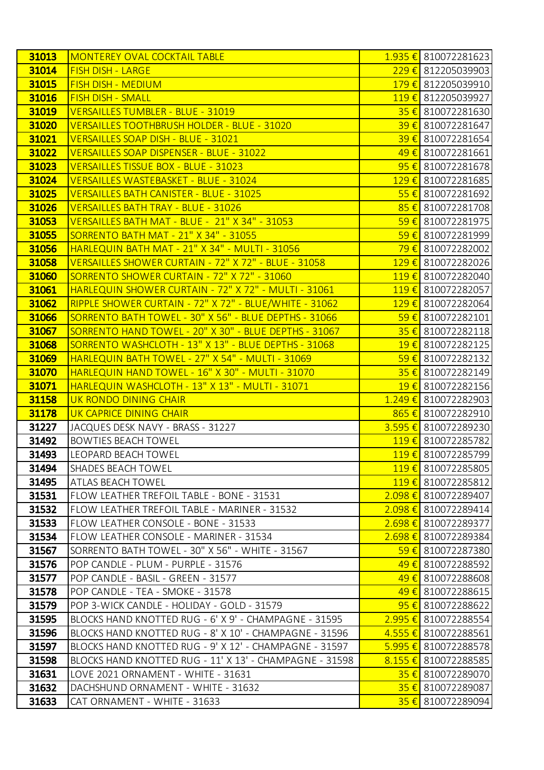| 31013 | MONTEREY OVAL COCKTAIL TABLE | 1.935 € | 810072281623 |
|---|---|---|---|
| 31014 | FISH DISH - LARGE | 229 € | 812205039903 |
| 31015 | FISH DISH - MEDIUM | 179 € | 812205039910 |
| 31016 | FISH DISH - SMALL | 119 € | 812205039927 |
| 31019 | VERSAILLES TUMBLER - BLUE - 31019 | 35 € | 810072281630 |
| 31020 | VERSAILLES TOOTHBRUSH HOLDER - BLUE - 31020 | 39 € | 810072281647 |
| 31021 | VERSAILLES SOAP DISH - BLUE - 31021 | 39 € | 810072281654 |
| 31022 | VERSAILLES SOAP DISPENSER - BLUE - 31022 | 49 € | 810072281661 |
| 31023 | VERSAILLES TISSUE BOX - BLUE - 31023 | 95 € | 810072281678 |
| 31024 | VERSAILLES WASTEBASKET - BLUE - 31024 | 129 € | 810072281685 |
| 31025 | VERSAILLES BATH CANISTER - BLUE - 31025 | 55 € | 810072281692 |
| 31026 | VERSAILLES BATH TRAY - BLUE - 31026 | 85 € | 810072281708 |
| 31053 | VERSAILLES BATH MAT - BLUE - 21" X 34" - 31053 | 59 € | 810072281975 |
| 31055 | SORRENTO BATH MAT - 21" X 34" - 31055 | 59 € | 810072281999 |
| 31056 | HARLEQUIN BATH MAT - 21" X 34" - MULTI - 31056 | 79 € | 810072282002 |
| 31058 | VERSAILLES SHOWER CURTAIN - 72" X 72" - BLUE - 31058 | 129 € | 810072282026 |
| 31060 | SORRENTO SHOWER CURTAIN - 72" X 72" - 31060 | 119 € | 810072282040 |
| 31061 | HARLEQUIN SHOWER CURTAIN - 72" X 72" - MULTI - 31061 | 119 € | 810072282057 |
| 31062 | RIPPLE SHOWER CURTAIN - 72" X 72" - BLUE/WHITE - 31062 | 129 € | 810072282064 |
| 31066 | SORRENTO BATH TOWEL - 30" X 56" - BLUE DEPTHS - 31066 | 59 € | 810072282101 |
| 31067 | SORRENTO HAND TOWEL - 20" X 30" - BLUE DEPTHS - 31067 | 35 € | 810072282118 |
| 31068 | SORRENTO WASHCLOTH - 13" X 13" - BLUE DEPTHS - 31068 | 19 € | 810072282125 |
| 31069 | HARLEQUIN BATH TOWEL - 27" X 54" - MULTI - 31069 | 59 € | 810072282132 |
| 31070 | HARLEQUIN HAND TOWEL - 16" X 30" - MULTI - 31070 | 35 € | 810072282149 |
| 31071 | HARLEQUIN WASHCLOTH - 13" X 13" - MULTI - 31071 | 19 € | 810072282156 |
| 31158 | UK RONDO DINING CHAIR | 1.249 € | 810072282903 |
| 31178 | UK CAPRICE DINING CHAIR | 865 € | 810072282910 |
| 31227 | JACQUES DESK NAVY - BRASS - 31227 | 3.595 € | 810072289230 |
| 31492 | BOWTIES BEACH TOWEL | 119 € | 810072285782 |
| 31493 | LEOPARD BEACH TOWEL | 119 € | 810072285799 |
| 31494 | SHADES BEACH TOWEL | 119 € | 810072285805 |
| 31495 | ATLAS BEACH TOWEL | 119 € | 810072285812 |
| 31531 | FLOW LEATHER TREFOIL TABLE - BONE - 31531 | 2.098 € | 810072289407 |
| 31532 | FLOW LEATHER TREFOIL TABLE - MARINER - 31532 | 2.098 € | 810072289414 |
| 31533 | FLOW LEATHER CONSOLE - BONE - 31533 | 2.698 € | 810072289377 |
| 31534 | FLOW LEATHER CONSOLE - MARINER - 31534 | 2.698 € | 810072289384 |
| 31567 | SORRENTO BATH TOWEL - 30" X 56" - WHITE - 31567 | 59 € | 810072287380 |
| 31576 | POP CANDLE - PLUM - PURPLE - 31576 | 49 € | 810072288592 |
| 31577 | POP CANDLE - BASIL - GREEN - 31577 | 49 € | 810072288608 |
| 31578 | POP CANDLE - TEA - SMOKE - 31578 | 49 € | 810072288615 |
| 31579 | POP 3-WICK CANDLE - HOLIDAY - GOLD - 31579 | 95 € | 810072288622 |
| 31595 | BLOCKS HAND KNOTTED RUG - 6' X 9' - CHAMPAGNE - 31595 | 2.995 € | 810072288554 |
| 31596 | BLOCKS HAND KNOTTED RUG - 8' X 10' - CHAMPAGNE - 31596 | 4.555 € | 810072288561 |
| 31597 | BLOCKS HAND KNOTTED RUG - 9' X 12' - CHAMPAGNE - 31597 | 5.995 € | 810072288578 |
| 31598 | BLOCKS HAND KNOTTED RUG - 11' X 13' - CHAMPAGNE - 31598 | 8.155 € | 810072288585 |
| 31631 | LOVE 2021 ORNAMENT - WHITE - 31631 | 35 € | 810072289070 |
| 31632 | DACHSHUND ORNAMENT - WHITE - 31632 | 35 € | 810072289087 |
| 31633 | CAT ORNAMENT - WHITE - 31633 | 35 € | 810072289094 |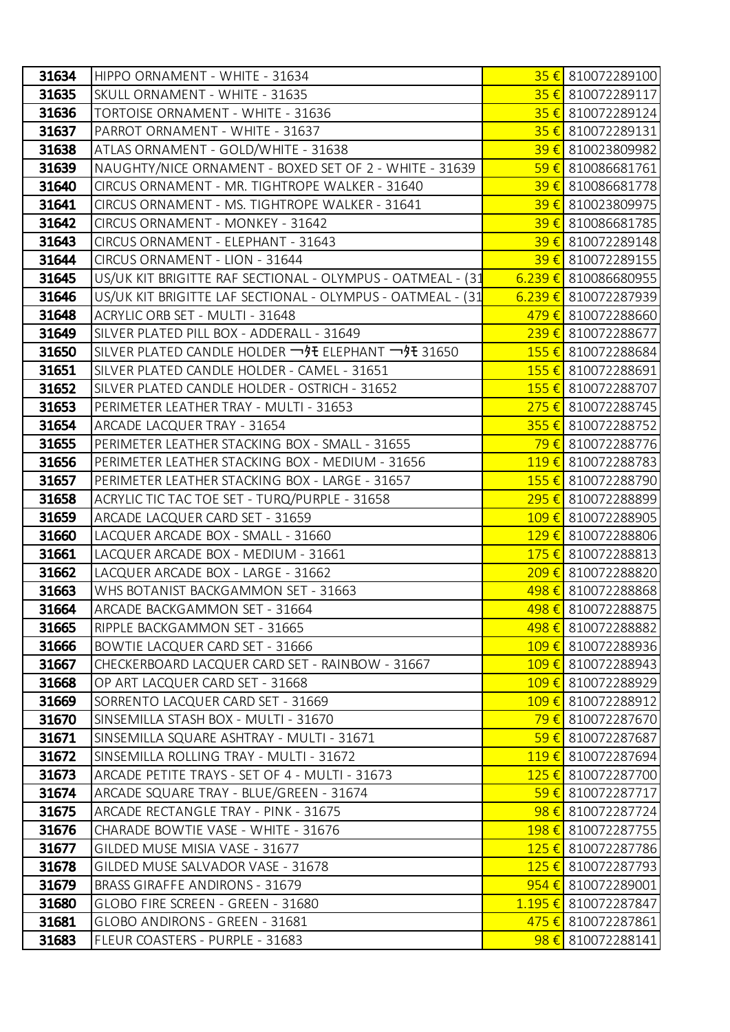| | | | |
|---|---|---|---|
| 31634 | HIPPO ORNAMENT - WHITE - 31634 | 35 € | 810072289100 |
| 31635 | SKULL ORNAMENT - WHITE - 31635 | 35 € | 810072289117 |
| 31636 | TORTOISE ORNAMENT - WHITE - 31636 | 35 € | 810072289124 |
| 31637 | PARROT ORNAMENT - WHITE - 31637 | 35 € | 810072289131 |
| 31638 | ATLAS ORNAMENT - GOLD/WHITE - 31638 | 39 € | 810023809982 |
| 31639 | NAUGHTY/NICE ORNAMENT - BOXED SET OF 2 - WHITE - 31639 | 59 € | 810086681761 |
| 31640 | CIRCUS ORNAMENT - MR. TIGHTROPE WALKER - 31640 | 39 € | 810086681778 |
| 31641 | CIRCUS ORNAMENT - MS. TIGHTROPE WALKER - 31641 | 39 € | 810023809975 |
| 31642 | CIRCUS ORNAMENT - MONKEY - 31642 | 39 € | 810086681785 |
| 31643 | CIRCUS ORNAMENT - ELEPHANT - 31643 | 39 € | 810072289148 |
| 31644 | CIRCUS ORNAMENT - LION - 31644 | 39 € | 810072289155 |
| 31645 | US/UK KIT BRIGITTE RAF SECTIONAL - OLYMPUS - OATMEAL - (31 | 6.239 € | 810086680955 |
| 31646 | US/UK KIT BRIGITTE LAF SECTIONAL - OLYMPUS - OATMEAL - (31 | 6.239 € | 810072287939 |
| 31648 | ACRYLIC ORB SET - MULTI - 31648 | 479 € | 810072288660 |
| 31649 | SILVER PLATED PILL BOX - ADDERALL - 31649 | 239 € | 810072288677 |
| 31650 | SILVER PLATED CANDLE HOLDER ―タE ELEPHANT ―タE 31650 | 155 € | 810072288684 |
| 31651 | SILVER PLATED CANDLE HOLDER - CAMEL - 31651 | 155 € | 810072288691 |
| 31652 | SILVER PLATED CANDLE HOLDER - OSTRICH - 31652 | 155 € | 810072288707 |
| 31653 | PERIMETER LEATHER TRAY - MULTI - 31653 | 275 € | 810072288745 |
| 31654 | ARCADE LACQUER TRAY - 31654 | 355 € | 810072288752 |
| 31655 | PERIMETER LEATHER STACKING BOX - SMALL - 31655 | 79 € | 810072288776 |
| 31656 | PERIMETER LEATHER STACKING BOX - MEDIUM - 31656 | 119 € | 810072288783 |
| 31657 | PERIMETER LEATHER STACKING BOX - LARGE - 31657 | 155 € | 810072288790 |
| 31658 | ACRYLIC TIC TAC TOE SET - TURQ/PURPLE - 31658 | 295 € | 810072288899 |
| 31659 | ARCADE LACQUER CARD SET - 31659 | 109 € | 810072288905 |
| 31660 | LACQUER ARCADE BOX - SMALL - 31660 | 129 € | 810072288806 |
| 31661 | LACQUER ARCADE BOX - MEDIUM - 31661 | 175 € | 810072288813 |
| 31662 | LACQUER ARCADE BOX - LARGE - 31662 | 209 € | 810072288820 |
| 31663 | WHS BOTANIST BACKGAMMON SET - 31663 | 498 € | 810072288868 |
| 31664 | ARCADE BACKGAMMON SET - 31664 | 498 € | 810072288875 |
| 31665 | RIPPLE BACKGAMMON SET - 31665 | 498 € | 810072288882 |
| 31666 | BOWTIE LACQUER CARD SET - 31666 | 109 € | 810072288936 |
| 31667 | CHECKERBOARD LACQUER CARD SET - RAINBOW - 31667 | 109 € | 810072288943 |
| 31668 | OP ART LACQUER CARD SET - 31668 | 109 € | 810072288929 |
| 31669 | SORRENTO LACQUER CARD SET - 31669 | 109 € | 810072288912 |
| 31670 | SINSEMILLA STASH BOX - MULTI - 31670 | 79 € | 810072287670 |
| 31671 | SINSEMILLA SQUARE ASHTRAY - MULTI - 31671 | 59 € | 810072287687 |
| 31672 | SINSEMILLA ROLLING TRAY - MULTI - 31672 | 119 € | 810072287694 |
| 31673 | ARCADE PETITE TRAYS - SET OF 4 - MULTI - 31673 | 125 € | 810072287700 |
| 31674 | ARCADE SQUARE TRAY - BLUE/GREEN - 31674 | 59 € | 810072287717 |
| 31675 | ARCADE RECTANGLE TRAY - PINK - 31675 | 98 € | 810072287724 |
| 31676 | CHARADE BOWTIE VASE - WHITE - 31676 | 198 € | 810072287755 |
| 31677 | GILDED MUSE MISIA VASE - 31677 | 125 € | 810072287786 |
| 31678 | GILDED MUSE SALVADOR VASE - 31678 | 125 € | 810072287793 |
| 31679 | BRASS GIRAFFE ANDIRONS - 31679 | 954 € | 810072289001 |
| 31680 | GLOBO FIRE SCREEN - GREEN - 31680 | 1.195 € | 810072287847 |
| 31681 | GLOBO ANDIRONS - GREEN - 31681 | 475 € | 810072287861 |
| 31683 | FLEUR COASTERS - PURPLE - 31683 | 98 € | 810072288141 |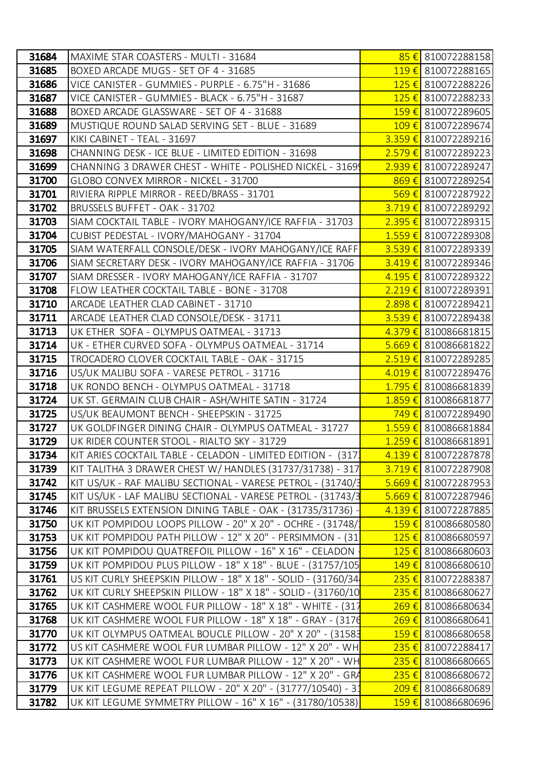| 31684 | MAXIME STAR COASTERS - MULTI - 31684 | 85 € | 810072288158 |
|---|---|---|---|
| 31685 | BOXED ARCADE MUGS - SET OF 4 - 31685 | 119 € | 810072288165 |
| 31686 | VICE CANISTER - GUMMIES - PURPLE - 6.75"H - 31686 | 125 € | 810072288226 |
| 31687 | VICE CANISTER - GUMMIES - BLACK - 6.75"H - 31687 | 125 € | 810072288233 |
| 31688 | BOXED ARCADE GLASSWARE - SET OF 4 - 31688 | 159 € | 810072289605 |
| 31689 | MUSTIQUE ROUND SALAD SERVING SET - BLUE - 31689 | 109 € | 810072289674 |
| 31697 | KIKI CABINET - TEAL - 31697 | 3.359 € | 810072289216 |
| 31698 | CHANNING DESK - ICE BLUE - LIMITED EDITION - 31698 | 2.579 € | 810072289223 |
| 31699 | CHANNING 3 DRAWER CHEST - WHITE - POLISHED NICKEL - 3169 | 2.939 € | 810072289247 |
| 31700 | GLOBO CONVEX MIRROR - NICKEL - 31700 | 869 € | 810072289254 |
| 31701 | RIVIERA RIPPLE MIRROR - REED/BRASS - 31701 | 569 € | 810072287922 |
| 31702 | BRUSSELS BUFFET - OAK - 31702 | 3.719 € | 810072289292 |
| 31703 | SIAM COCKTAIL TABLE - IVORY MAHOGANY/ICE RAFFIA - 31703 | 2.395 € | 810072289315 |
| 31704 | CUBIST PEDESTAL - IVORY/MAHOGANY - 31704 | 1.559 € | 810072289308 |
| 31705 | SIAM WATERFALL CONSOLE/DESK - IVORY MAHOGANY/ICE RAFF | 3.539 € | 810072289339 |
| 31706 | SIAM SECRETARY DESK - IVORY MAHOGANY/ICE RAFFIA - 31706 | 3.419 € | 810072289346 |
| 31707 | SIAM DRESSER - IVORY MAHOGANY/ICE RAFFIA - 31707 | 4.195 € | 810072289322 |
| 31708 | FLOW LEATHER COCKTAIL TABLE - BONE - 31708 | 2.219 € | 810072289391 |
| 31710 | ARCADE LEATHER CLAD CABINET - 31710 | 2.898 € | 810072289421 |
| 31711 | ARCADE LEATHER CLAD CONSOLE/DESK - 31711 | 3.539 € | 810072289438 |
| 31713 | UK ETHER SOFA - OLYMPUS OATMEAL - 31713 | 4.379 € | 810086681815 |
| 31714 | UK - ETHER CURVED SOFA - OLYMPUS OATMEAL - 31714 | 5.669 € | 810086681822 |
| 31715 | TROCADERO CLOVER COCKTAIL TABLE - OAK - 31715 | 2.519 € | 810072289285 |
| 31716 | US/UK MALIBU SOFA - VARESE PETROL - 31716 | 4.019 € | 810072289476 |
| 31718 | UK RONDO BENCH - OLYMPUS OATMEAL - 31718 | 1.795 € | 810086681839 |
| 31724 | UK ST. GERMAIN CLUB CHAIR - ASH/WHITE SATIN - 31724 | 1.859 € | 810086681877 |
| 31725 | US/UK BEAUMONT BENCH - SHEEPSKIN - 31725 | 749 € | 810072289490 |
| 31727 | UK GOLDFINGER DINING CHAIR - OLYMPUS OATMEAL - 31727 | 1.559 € | 810086681884 |
| 31729 | UK RIDER COUNTER STOOL - RIALTO SKY - 31729 | 1.259 € | 810086681891 |
| 31734 | KIT ARIES COCKTAIL TABLE - CELADON - LIMITED EDITION - (317 | 4.139 € | 810072287878 |
| 31739 | KIT TALITHA 3 DRAWER CHEST W/ HANDLES (31737/31738) - 317 | 3.719 € | 810072287908 |
| 31742 | KIT US/UK - RAF MALIBU SECTIONAL - VARESE PETROL - (31740/3 | 5.669 € | 810072287953 |
| 31745 | KIT US/UK - LAF MALIBU SECTIONAL - VARESE PETROL - (31743/3 | 5.669 € | 810072287946 |
| 31746 | KIT BRUSSELS EXTENSION DINING TABLE - OAK - (31735/31736) - | 4.139 € | 810072287885 |
| 31750 | UK KIT POMPIDOU LOOPS PILLOW - 20" X 20" - OCHRE - (31748/ | 159 € | 810086680580 |
| 31753 | UK KIT POMPIDOU PATH PILLOW - 12" X 20" - PERSIMMON - (31 | 125 € | 810086680597 |
| 31756 | UK KIT POMPIDOU QUATREFOIL PILLOW - 16" X 16" - CELADON - | 125 € | 810086680603 |
| 31759 | UK KIT POMPIDOU PLUS PILLOW - 18" X 18" - BLUE - (31757/105 | 149 € | 810086680610 |
| 31761 | US KIT CURLY SHEEPSKIN PILLOW - 18" X 18" - SOLID - (31760/34 | 235 € | 810072288387 |
| 31762 | UK KIT CURLY SHEEPSKIN PILLOW - 18" X 18" - SOLID - (31760/10 | 235 € | 810086680627 |
| 31765 | UK KIT CASHMERE WOOL FUR PILLOW - 18" X 18" - WHITE - (317 | 269 € | 810086680634 |
| 31768 | UK KIT CASHMERE WOOL FUR PILLOW - 18" X 18" - GRAY - (3176 | 269 € | 810086680641 |
| 31770 | UK KIT OLYMPUS OATMEAL BOUCLE PILLOW - 20" X 20" - (31583 | 159 € | 810086680658 |
| 31772 | US KIT CASHMERE WOOL FUR LUMBAR PILLOW - 12" X 20" - WH | 235 € | 810072288417 |
| 31773 | UK KIT CASHMERE WOOL FUR LUMBAR PILLOW - 12" X 20" - WH | 235 € | 810086680665 |
| 31776 | UK KIT CASHMERE WOOL FUR LUMBAR PILLOW - 12" X 20" - GRA | 235 € | 810086680672 |
| 31779 | UK KIT LEGUME REPEAT PILLOW - 20" X 20" - (31777/10540) - 3 | 209 € | 810086680689 |
| 31782 | UK KIT LEGUME SYMMETRY PILLOW - 16" X 16" - (31780/10538) | 159 € | 810086680696 |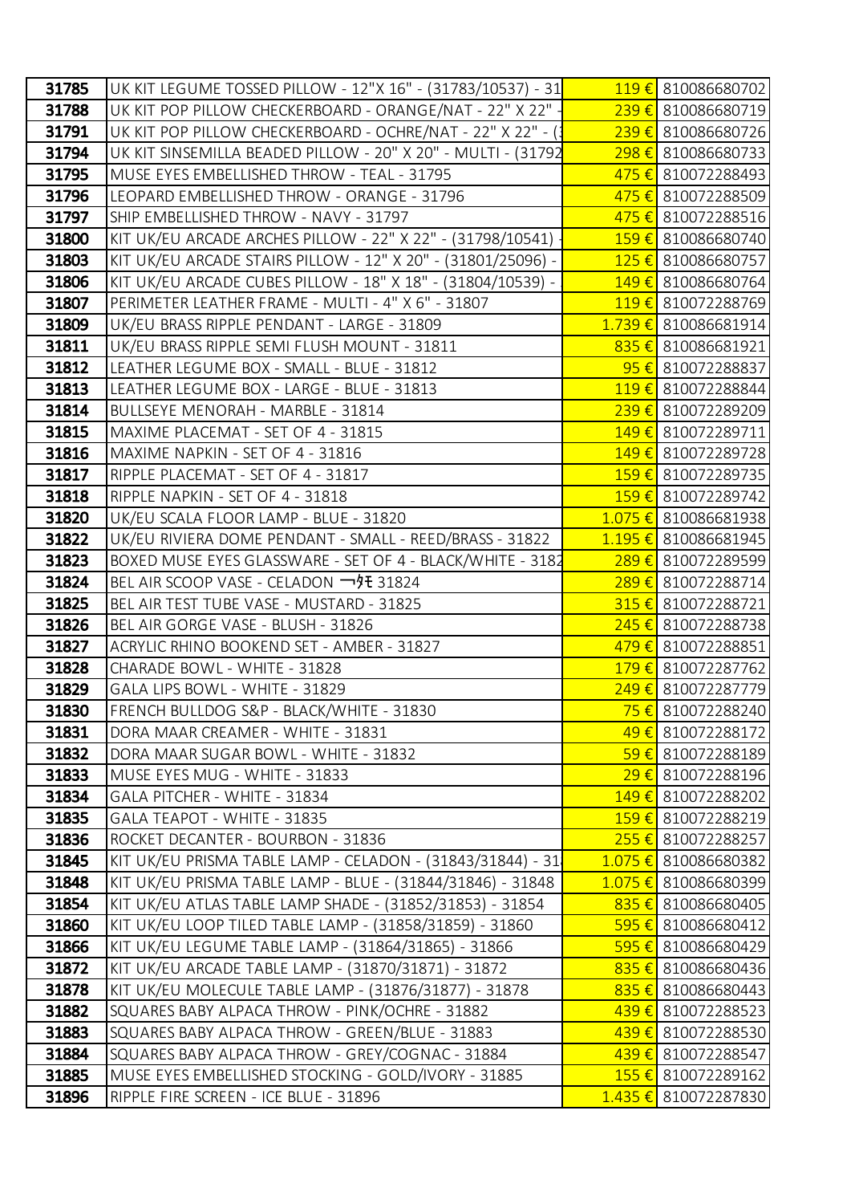| | | | |
|---|---|---|---|
| 31785 | UK KIT LEGUME TOSSED PILLOW - 12"X 16" - (31783/10537) - 31 | 119 € | 810086680702 |
| 31788 | UK KIT POP PILLOW CHECKERBOARD - ORANGE/NAT - 22" X 22" - | 239 € | 810086680719 |
| 31791 | UK KIT POP PILLOW CHECKERBOARD - OCHRE/NAT - 22" X 22" - ( | 239 € | 810086680726 |
| 31794 | UK KIT SINSEMILLA BEADED PILLOW - 20" X 20" - MULTI - (31792 | 298 € | 810086680733 |
| 31795 | MUSE EYES EMBELLISHED THROW - TEAL - 31795 | 475 € | 810072288493 |
| 31796 | LEOPARD EMBELLISHED THROW - ORANGE - 31796 | 475 € | 810072288509 |
| 31797 | SHIP EMBELLISHED THROW - NAVY - 31797 | 475 € | 810072288516 |
| 31800 | KIT UK/EU ARCADE ARCHES PILLOW - 22" X 22" - (31798/10541) | 159 € | 810086680740 |
| 31803 | KIT UK/EU ARCADE STAIRS PILLOW - 12" X 20" - (31801/25096) - | 125 € | 810086680757 |
| 31806 | KIT UK/EU ARCADE CUBES PILLOW - 18" X 18" - (31804/10539) - | 149 € | 810086680764 |
| 31807 | PERIMETER LEATHER FRAME - MULTI - 4" X 6" - 31807 | 119 € | 810072288769 |
| 31809 | UK/EU BRASS RIPPLE PENDANT - LARGE - 31809 | 1.739 € | 810086681914 |
| 31811 | UK/EU BRASS RIPPLE SEMI FLUSH MOUNT - 31811 | 835 € | 810086681921 |
| 31812 | LEATHER LEGUME BOX - SMALL - BLUE - 31812 | 95 € | 810072288837 |
| 31813 | LEATHER LEGUME BOX - LARGE - BLUE - 31813 | 119 € | 810072288844 |
| 31814 | BULLSEYE MENORAH - MARBLE - 31814 | 239 € | 810072289209 |
| 31815 | MAXIME PLACEMAT - SET OF 4 - 31815 | 149 € | 810072289711 |
| 31816 | MAXIME NAPKIN - SET OF 4 - 31816 | 149 € | 810072289728 |
| 31817 | RIPPLE PLACEMAT - SET OF 4 - 31817 | 159 € | 810072289735 |
| 31818 | RIPPLE NAPKIN - SET OF 4 - 31818 | 159 € | 810072289742 |
| 31820 | UK/EU SCALA FLOOR LAMP - BLUE - 31820 | 1.075 € | 810086681938 |
| 31822 | UK/EU RIVIERA DOME PENDANT - SMALL - REED/BRASS - 31822 | 1.195 € | 810086681945 |
| 31823 | BOXED MUSE EYES GLASSWARE - SET OF 4 - BLACK/WHITE - 3182 | 289 € | 810072289599 |
| 31824 | BEL AIR SCOOP VASE - CELADON ーﾀﾓ 31824 | 289 € | 810072288714 |
| 31825 | BEL AIR TEST TUBE VASE - MUSTARD - 31825 | 315 € | 810072288721 |
| 31826 | BEL AIR GORGE VASE - BLUSH - 31826 | 245 € | 810072288738 |
| 31827 | ACRYLIC RHINO BOOKEND SET - AMBER - 31827 | 479 € | 810072288851 |
| 31828 | CHARADE BOWL - WHITE - 31828 | 179 € | 810072287762 |
| 31829 | GALA LIPS BOWL - WHITE - 31829 | 249 € | 810072287779 |
| 31830 | FRENCH BULLDOG S&P - BLACK/WHITE - 31830 | 75 € | 810072288240 |
| 31831 | DORA MAAR CREAMER - WHITE - 31831 | 49 € | 810072288172 |
| 31832 | DORA MAAR SUGAR BOWL - WHITE - 31832 | 59 € | 810072288189 |
| 31833 | MUSE EYES MUG - WHITE - 31833 | 29 € | 810072288196 |
| 31834 | GALA PITCHER - WHITE - 31834 | 149 € | 810072288202 |
| 31835 | GALA TEAPOT - WHITE - 31835 | 159 € | 810072288219 |
| 31836 | ROCKET DECANTER - BOURBON - 31836 | 255 € | 810072288257 |
| 31845 | KIT UK/EU PRISMA TABLE LAMP - CELADON - (31843/31844) - 31 | 1.075 € | 810086680382 |
| 31848 | KIT UK/EU PRISMA TABLE LAMP - BLUE - (31844/31846) - 31848 | 1.075 € | 810086680399 |
| 31854 | KIT UK/EU ATLAS TABLE LAMP SHADE - (31852/31853) - 31854 | 835 € | 810086680405 |
| 31860 | KIT UK/EU LOOP TILED TABLE LAMP - (31858/31859) - 31860 | 595 € | 810086680412 |
| 31866 | KIT UK/EU LEGUME TABLE LAMP - (31864/31865) - 31866 | 595 € | 810086680429 |
| 31872 | KIT UK/EU ARCADE TABLE LAMP - (31870/31871) - 31872 | 835 € | 810086680436 |
| 31878 | KIT UK/EU MOLECULE TABLE LAMP - (31876/31877) - 31878 | 835 € | 810086680443 |
| 31882 | SQUARES BABY ALPACA THROW - PINK/OCHRE - 31882 | 439 € | 810072288523 |
| 31883 | SQUARES BABY ALPACA THROW - GREEN/BLUE - 31883 | 439 € | 810072288530 |
| 31884 | SQUARES BABY ALPACA THROW - GREY/COGNAC - 31884 | 439 € | 810072288547 |
| 31885 | MUSE EYES EMBELLISHED STOCKING - GOLD/IVORY - 31885 | 155 € | 810072289162 |
| 31896 | RIPPLE FIRE SCREEN - ICE BLUE - 31896 | 1.435 € | 810072287830 |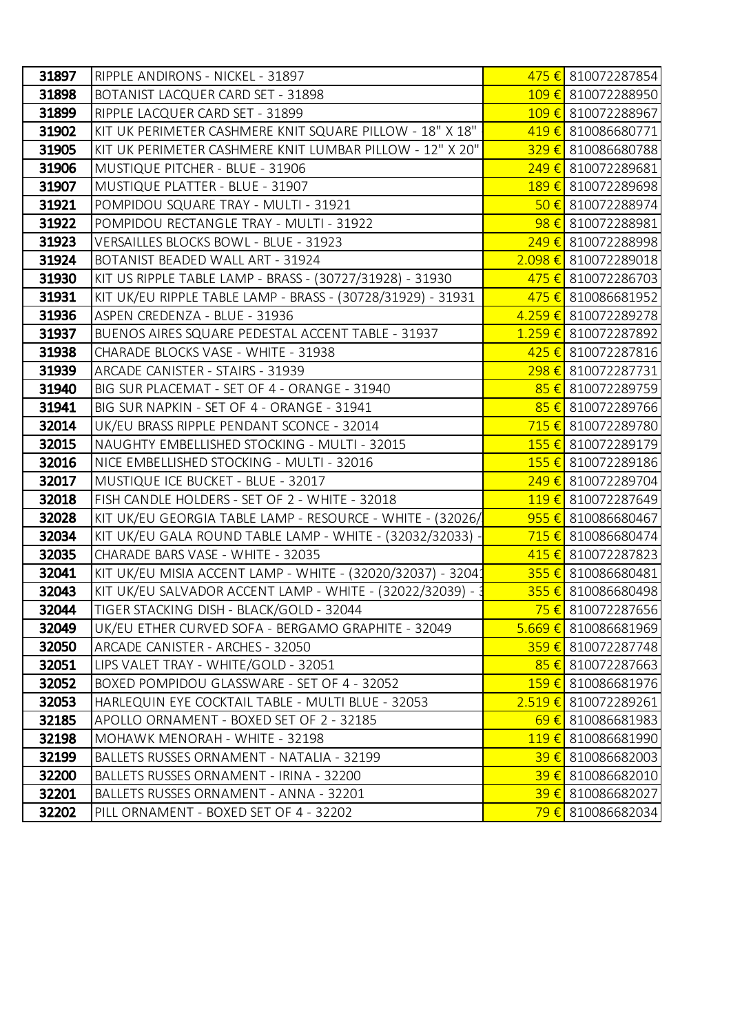| | | | |
|---|---|---|---|
| **31897** | RIPPLE ANDIRONS - NICKEL - 31897 | 475 € | 810072287854 |
| **31898** | BOTANIST LACQUER CARD SET - 31898 | 109 € | 810072288950 |
| **31899** | RIPPLE LACQUER CARD SET - 31899 | 109 € | 810072288967 |
| **31902** | KIT UK PERIMETER CASHMERE KNIT SQUARE PILLOW - 18" X 18" | 419 € | 810086680771 |
| **31905** | KIT UK PERIMETER CASHMERE KNIT LUMBAR PILLOW - 12" X 20" | 329 € | 810086680788 |
| **31906** | MUSTIQUE PITCHER - BLUE - 31906 | 249 € | 810072289681 |
| **31907** | MUSTIQUE PLATTER - BLUE - 31907 | 189 € | 810072289698 |
| **31921** | POMPIDOU SQUARE TRAY - MULTI - 31921 | 50 € | 810072288974 |
| **31922** | POMPIDOU RECTANGLE TRAY - MULTI - 31922 | 98 € | 810072288981 |
| **31923** | VERSAILLES BLOCKS BOWL - BLUE - 31923 | 249 € | 810072288998 |
| **31924** | BOTANIST BEADED WALL ART - 31924 | 2.098 € | 810072289018 |
| **31930** | KIT US RIPPLE TABLE LAMP - BRASS - (30727/31928) - 31930 | 475 € | 810072286703 |
| **31931** | KIT UK/EU RIPPLE TABLE LAMP - BRASS - (30728/31929) - 31931 | 475 € | 810086681952 |
| **31936** | ASPEN CREDENZA - BLUE - 31936 | 4.259 € | 810072289278 |
| **31937** | BUENOS AIRES SQUARE PEDESTAL ACCENT TABLE - 31937 | 1.259 € | 810072287892 |
| **31938** | CHARADE BLOCKS VASE - WHITE - 31938 | 425 € | 810072287816 |
| **31939** | ARCADE CANISTER - STAIRS - 31939 | 298 € | 810072287731 |
| **31940** | BIG SUR PLACEMAT - SET OF 4 - ORANGE - 31940 | 85 € | 810072289759 |
| **31941** | BIG SUR NAPKIN - SET OF 4 - ORANGE - 31941 | 85 € | 810072289766 |
| **32014** | UK/EU BRASS RIPPLE PENDANT SCONCE - 32014 | 715 € | 810072289780 |
| **32015** | NAUGHTY EMBELLISHED STOCKING - MULTI - 32015 | 155 € | 810072289179 |
| **32016** | NICE EMBELLISHED STOCKING - MULTI - 32016 | 155 € | 810072289186 |
| **32017** | MUSTIQUE ICE BUCKET - BLUE - 32017 | 249 € | 810072289704 |
| **32018** | FISH CANDLE HOLDERS - SET OF 2 - WHITE - 32018 | 119 € | 810072287649 |
| **32028** | KIT UK/EU GEORGIA TABLE LAMP - RESOURCE - WHITE - (32026/ | 955 € | 810086680467 |
| **32034** | KIT UK/EU GALA ROUND TABLE LAMP - WHITE - (32032/32033) - | 715 € | 810086680474 |
| **32035** | CHARADE BARS VASE - WHITE - 32035 | 415 € | 810072287823 |
| **32041** | KIT UK/EU MISIA ACCENT LAMP - WHITE - (32020/32037) - 3204 | 355 € | 810086680481 |
| **32043** | KIT UK/EU SALVADOR ACCENT LAMP - WHITE - (32022/32039) - 3 | 355 € | 810086680498 |
| **32044** | TIGER STACKING DISH - BLACK/GOLD - 32044 | 75 € | 810072287656 |
| **32049** | UK/EU ETHER CURVED SOFA - BERGAMO GRAPHITE - 32049 | 5.669 € | 810086681969 |
| **32050** | ARCADE CANISTER - ARCHES - 32050 | 359 € | 810072287748 |
| **32051** | LIPS VALET TRAY - WHITE/GOLD - 32051 | 85 € | 810072287663 |
| **32052** | BOXED POMPIDOU GLASSWARE - SET OF 4 - 32052 | 159 € | 810086681976 |
| **32053** | HARLEQUIN EYE COCKTAIL TABLE - MULTI BLUE - 32053 | 2.519 € | 810072289261 |
| **32185** | APOLLO ORNAMENT - BOXED SET OF 2 - 32185 | 69 € | 810086681983 |
| **32198** | MOHAWK MENORAH - WHITE - 32198 | 119 € | 810086681990 |
| **32199** | BALLETS RUSSES ORNAMENT - NATALIA - 32199 | 39 € | 810086682003 |
| **32200** | BALLETS RUSSES ORNAMENT - IRINA - 32200 | 39 € | 810086682010 |
| **32201** | BALLETS RUSSES ORNAMENT - ANNA - 32201 | 39 € | 810086682027 |
| **32202** | PILL ORNAMENT - BOXED SET OF 4 - 32202 | 79 € | 810086682034 |